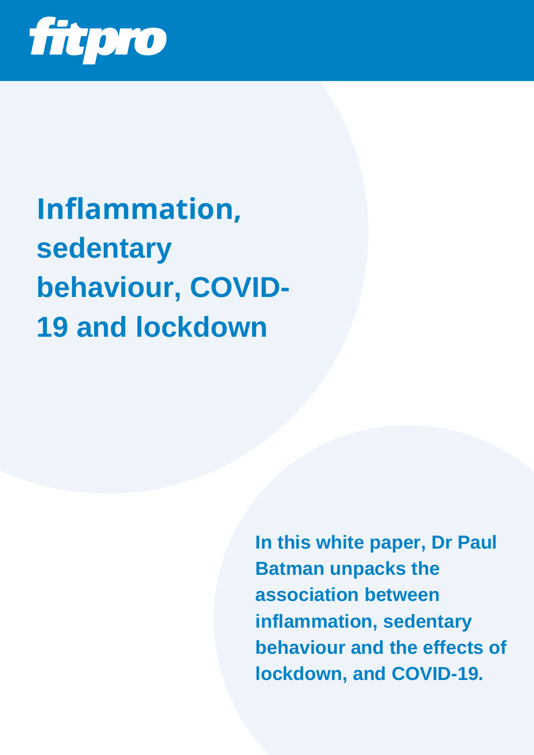fitpro

# Inflammation, sedentary behaviour, COVID-19 and lockdown

**In this white paper, Dr Paul Batman unpacks the association between inflammation, sedentary behaviour and the effects of lockdown, and COVID-19.**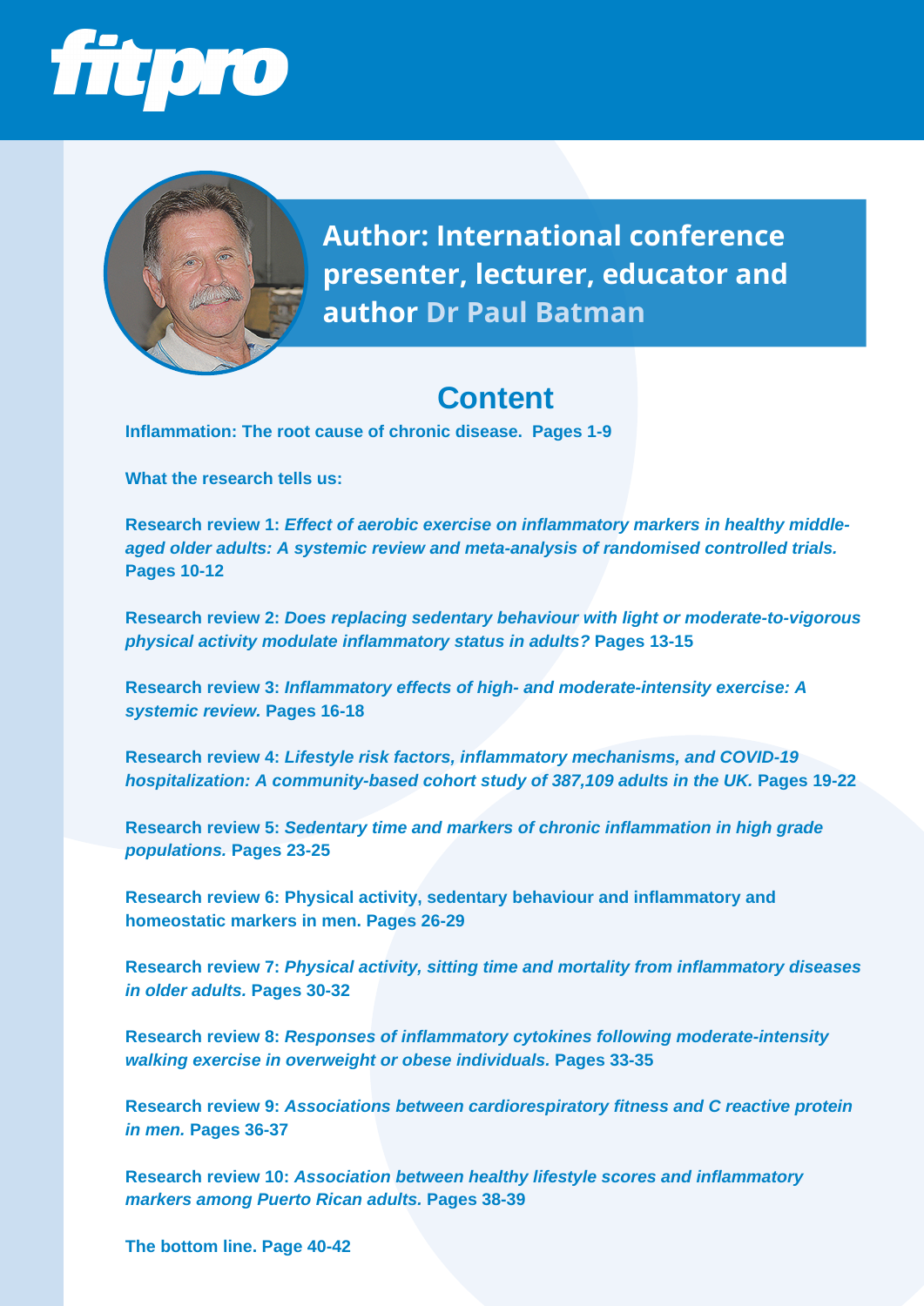fitpro

**Author: International conference presenter, lecturer, educator and author Dr Paul Batman**

## Content

**Inflammation: The root cause of chronic disease. Pages 1-9**

**What the research tells us:**

**Research review 1:** ***Effect of aerobic exercise on inflammatory markers in healthy middle-aged older adults: A systemic review and meta-analysis of randomised controlled trials.*** **Pages 10-12**

**Research review 2:** ***Does replacing sedentary behaviour with light or moderate-to-vigorous physical activity modulate inflammatory status in adults?*** **Pages 13-15**

**Research review 3:** ***Inflammatory effects of high- and moderate-intensity exercise: A systemic review.*** **Pages 16-18**

**Research review 4:** ***Lifestyle risk factors, inflammatory mechanisms, and COVID-19 hospitalization: A community-based cohort study of 387,109 adults in the UK.*** **Pages 19-22**

**Research review 5:** ***Sedentary time and markers of chronic inflammation in high grade populations.*** **Pages 23-25**

**Research review 6: Physical activity, sedentary behaviour and inflammatory and homeostatic markers in men. Pages 26-29**

**Research review 7:** ***Physical activity, sitting time and mortality from inflammatory diseases in older adults.*** **Pages 30-32**

**Research review 8:** ***Responses of inflammatory cytokines following moderate-intensity walking exercise in overweight or obese individuals.*** **Pages 33-35**

**Research review 9:** ***Associations between cardiorespiratory fitness and C reactive protein in men.*** **Pages 36-37**

**Research review 10:** ***Association between healthy lifestyle scores and inflammatory markers among Puerto Rican adults.*** **Pages 38-39**

**The bottom line. Page 40-42**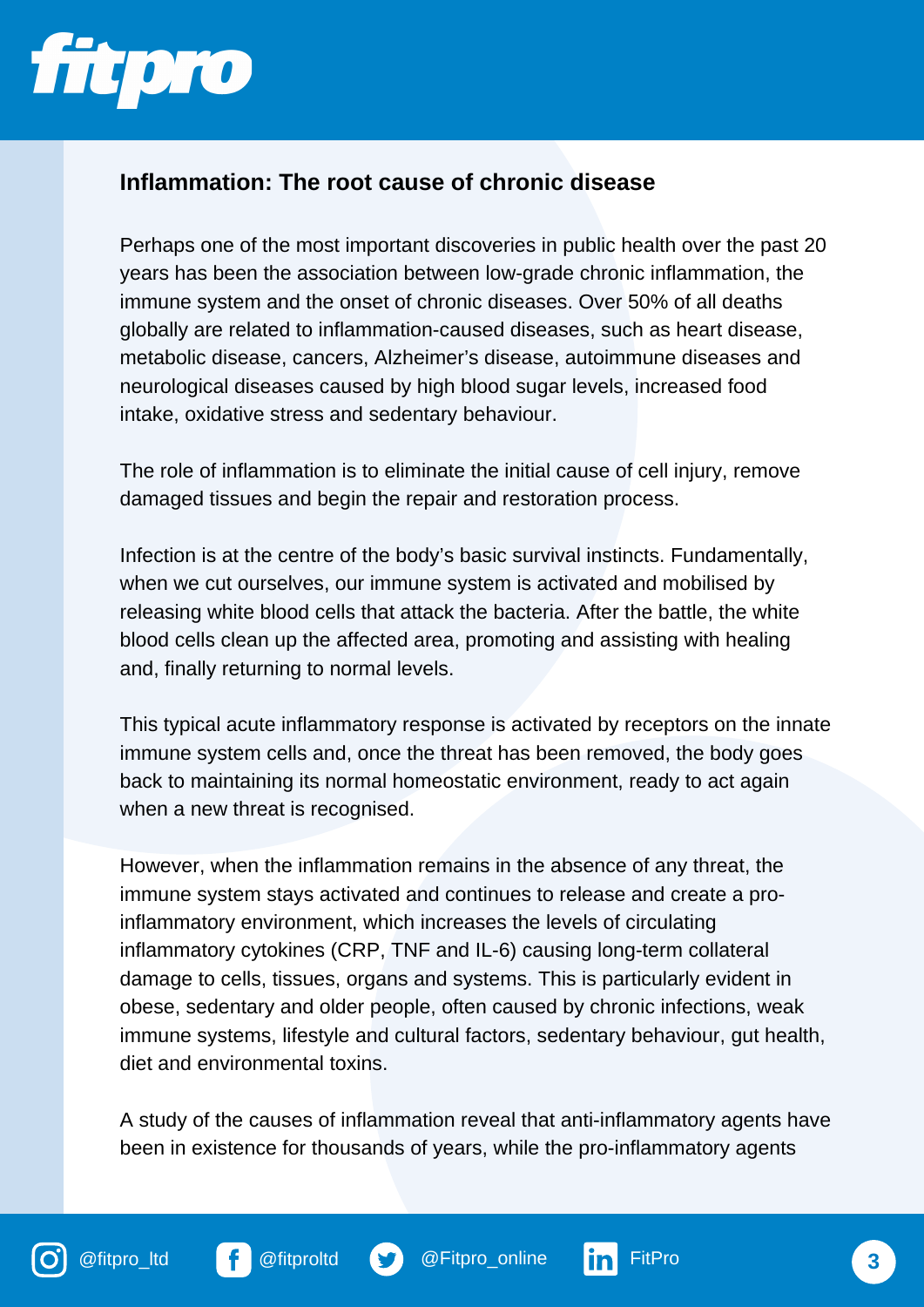## Inflammation: The root cause of chronic disease

Perhaps one of the most important discoveries in public health over the past 20 years has been the association between low-grade chronic inflammation, the immune system and the onset of chronic diseases. Over 50% of all deaths globally are related to inflammation-caused diseases, such as heart disease, metabolic disease, cancers, Alzheimer's disease, autoimmune diseases and neurological diseases caused by high blood sugar levels, increased food intake, oxidative stress and sedentary behaviour.

The role of inflammation is to eliminate the initial cause of cell injury, remove damaged tissues and begin the repair and restoration process.

Infection is at the centre of the body's basic survival instincts. Fundamentally, when we cut ourselves, our immune system is activated and mobilised by releasing white blood cells that attack the bacteria. After the battle, the white blood cells clean up the affected area, promoting and assisting with healing and, finally returning to normal levels.

This typical acute inflammatory response is activated by receptors on the innate immune system cells and, once the threat has been removed, the body goes back to maintaining its normal homeostatic environment, ready to act again when a new threat is recognised.

However, when the inflammation remains in the absence of any threat, the immune system stays activated and continues to release and create a pro-inflammatory environment, which increases the levels of circulating inflammatory cytokines (CRP, TNF and IL-6) causing long-term collateral damage to cells, tissues, organs and systems. This is particularly evident in obese, sedentary and older people, often caused by chronic infections, weak immune systems, lifestyle and cultural factors, sedentary behaviour, gut health, diet and environmental toxins.

A study of the causes of inflammation reveal that anti-inflammatory agents have been in existence for thousands of years, while the pro-inflammatory agents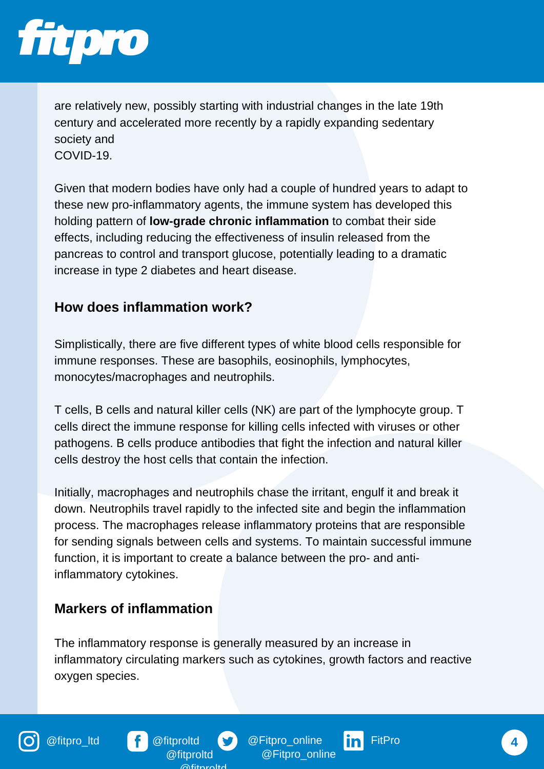are relatively new, possibly starting with industrial changes in the late 19th century and accelerated more recently by a rapidly expanding sedentary society and
COVID-19.

Given that modern bodies have only had a couple of hundred years to adapt to these new pro-inflammatory agents, the immune system has developed this holding pattern of **low-grade chronic inflammation** to combat their side effects, including reducing the effectiveness of insulin released from the pancreas to control and transport glucose, potentially leading to a dramatic increase in type 2 diabetes and heart disease.

## How does inflammation work?

Simplistically, there are five different types of white blood cells responsible for immune responses. These are basophils, eosinophils, lymphocytes, monocytes/macrophages and neutrophils.

T cells, B cells and natural killer cells (NK) are part of the lymphocyte group. T cells direct the immune response for killing cells infected with viruses or other pathogens. B cells produce antibodies that fight the infection and natural killer cells destroy the host cells that contain the infection.

Initially, macrophages and neutrophils chase the irritant, engulf it and break it down. Neutrophils travel rapidly to the infected site and begin the inflammation process. The macrophages release inflammatory proteins that are responsible for sending signals between cells and systems. To maintain successful immune function, it is important to create a balance between the pro- and anti-inflammatory cytokines.

## Markers of inflammation

The inflammatory response is generally measured by an increase in inflammatory circulating markers such as cytokines, growth factors and reactive oxygen species.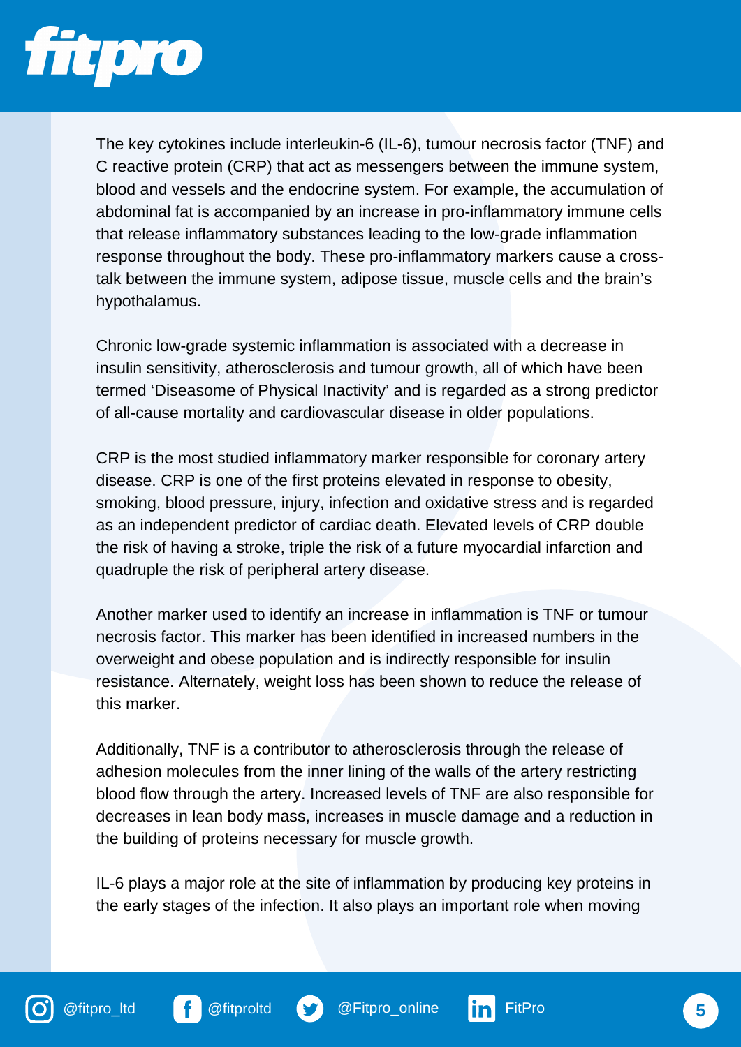The key cytokines include interleukin-6 (IL-6), tumour necrosis factor (TNF) and C reactive protein (CRP) that act as messengers between the immune system, blood and vessels and the endocrine system. For example, the accumulation of abdominal fat is accompanied by an increase in pro-inflammatory immune cells that release inflammatory substances leading to the low-grade inflammation response throughout the body. These pro-inflammatory markers cause a cross-talk between the immune system, adipose tissue, muscle cells and the brain's hypothalamus.

Chronic low-grade systemic inflammation is associated with a decrease in insulin sensitivity, atherosclerosis and tumour growth, all of which have been termed 'Diseasome of Physical Inactivity' and is regarded as a strong predictor of all-cause mortality and cardiovascular disease in older populations.

CRP is the most studied inflammatory marker responsible for coronary artery disease. CRP is one of the first proteins elevated in response to obesity, smoking, blood pressure, injury, infection and oxidative stress and is regarded as an independent predictor of cardiac death. Elevated levels of CRP double the risk of having a stroke, triple the risk of a future myocardial infarction and quadruple the risk of peripheral artery disease.

Another marker used to identify an increase in inflammation is TNF or tumour necrosis factor. This marker has been identified in increased numbers in the overweight and obese population and is indirectly responsible for insulin resistance. Alternately, weight loss has been shown to reduce the release of this marker.

Additionally, TNF is a contributor to atherosclerosis through the release of adhesion molecules from the inner lining of the walls of the artery restricting blood flow through the artery. Increased levels of TNF are also responsible for decreases in lean body mass, increases in muscle damage and a reduction in the building of proteins necessary for muscle growth.

IL-6 plays a major role at the site of inflammation by producing key proteins in the early stages of the infection. It also plays an important role when moving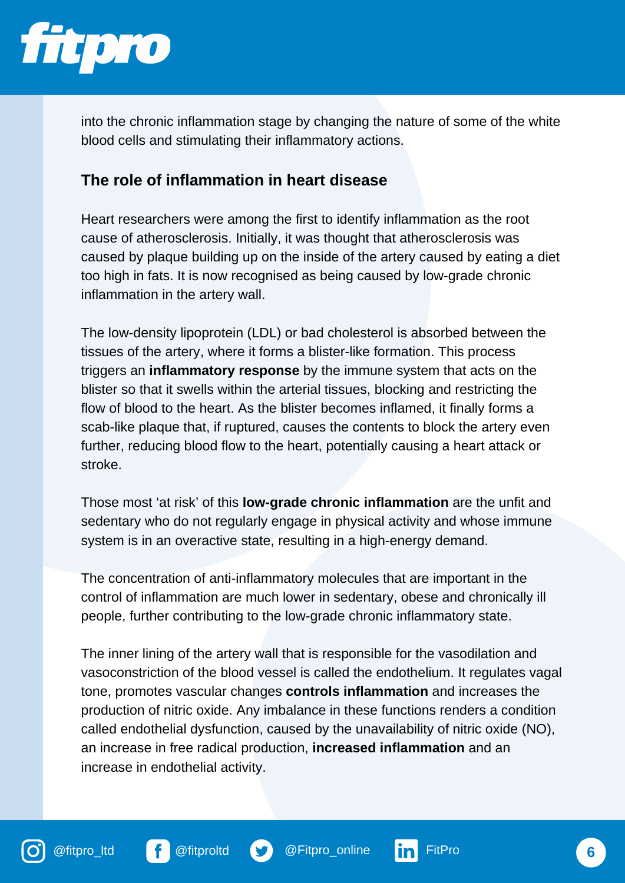into the chronic inflammation stage by changing the nature of some of the white blood cells and stimulating their inflammatory actions.

## The role of inflammation in heart disease

Heart researchers were among the first to identify inflammation as the root cause of atherosclerosis. Initially, it was thought that atherosclerosis was caused by plaque building up on the inside of the artery caused by eating a diet too high in fats. It is now recognised as being caused by low-grade chronic inflammation in the artery wall.

The low-density lipoprotein (LDL) or bad cholesterol is absorbed between the tissues of the artery, where it forms a blister-like formation. This process triggers an **inflammatory response** by the immune system that acts on the blister so that it swells within the arterial tissues, blocking and restricting the flow of blood to the heart. As the blister becomes inflamed, it finally forms a scab-like plaque that, if ruptured, causes the contents to block the artery even further, reducing blood flow to the heart, potentially causing a heart attack or stroke.

Those most 'at risk' of this **low-grade chronic inflammation** are the unfit and sedentary who do not regularly engage in physical activity and whose immune system is in an overactive state, resulting in a high-energy demand.

The concentration of anti-inflammatory molecules that are important in the control of inflammation are much lower in sedentary, obese and chronically ill people, further contributing to the low-grade chronic inflammatory state.

The inner lining of the artery wall that is responsible for the vasodilation and vasoconstriction of the blood vessel is called the endothelium. It regulates vagal tone, promotes vascular changes **controls inflammation** and increases the production of nitric oxide. Any imbalance in these functions renders a condition called endothelial dysfunction, caused by the unavailability of nitric oxide (NO), an increase in free radical production, **increased inflammation** and an increase in endothelial activity.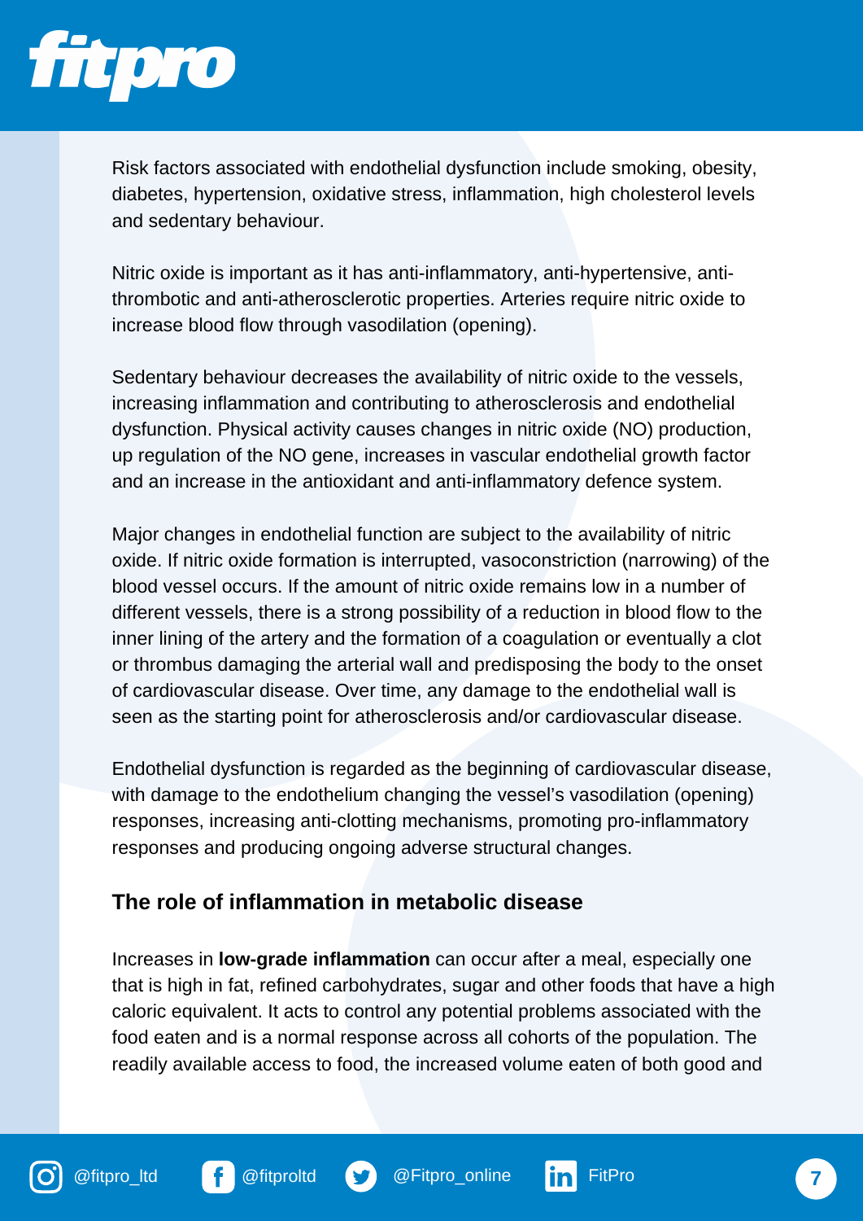Risk factors associated with endothelial dysfunction include smoking, obesity, diabetes, hypertension, oxidative stress, inflammation, high cholesterol levels and sedentary behaviour.

Nitric oxide is important as it has anti-inflammatory, anti-hypertensive, anti-thrombotic and anti-atherosclerotic properties. Arteries require nitric oxide to increase blood flow through vasodilation (opening).

Sedentary behaviour decreases the availability of nitric oxide to the vessels, increasing inflammation and contributing to atherosclerosis and endothelial dysfunction. Physical activity causes changes in nitric oxide (NO) production, up regulation of the NO gene, increases in vascular endothelial growth factor and an increase in the antioxidant and anti-inflammatory defence system.

Major changes in endothelial function are subject to the availability of nitric oxide. If nitric oxide formation is interrupted, vasoconstriction (narrowing) of the blood vessel occurs. If the amount of nitric oxide remains low in a number of different vessels, there is a strong possibility of a reduction in blood flow to the inner lining of the artery and the formation of a coagulation or eventually a clot or thrombus damaging the arterial wall and predisposing the body to the onset of cardiovascular disease. Over time, any damage to the endothelial wall is seen as the starting point for atherosclerosis and/or cardiovascular disease.

Endothelial dysfunction is regarded as the beginning of cardiovascular disease, with damage to the endothelium changing the vessel's vasodilation (opening) responses, increasing anti-clotting mechanisms, promoting pro-inflammatory responses and producing ongoing adverse structural changes.

## The role of inflammation in metabolic disease

Increases in **low-grade inflammation** can occur after a meal, especially one that is high in fat, refined carbohydrates, sugar and other foods that have a high caloric equivalent. It acts to control any potential problems associated with the food eaten and is a normal response across all cohorts of the population. The readily available access to food, the increased volume eaten of both good and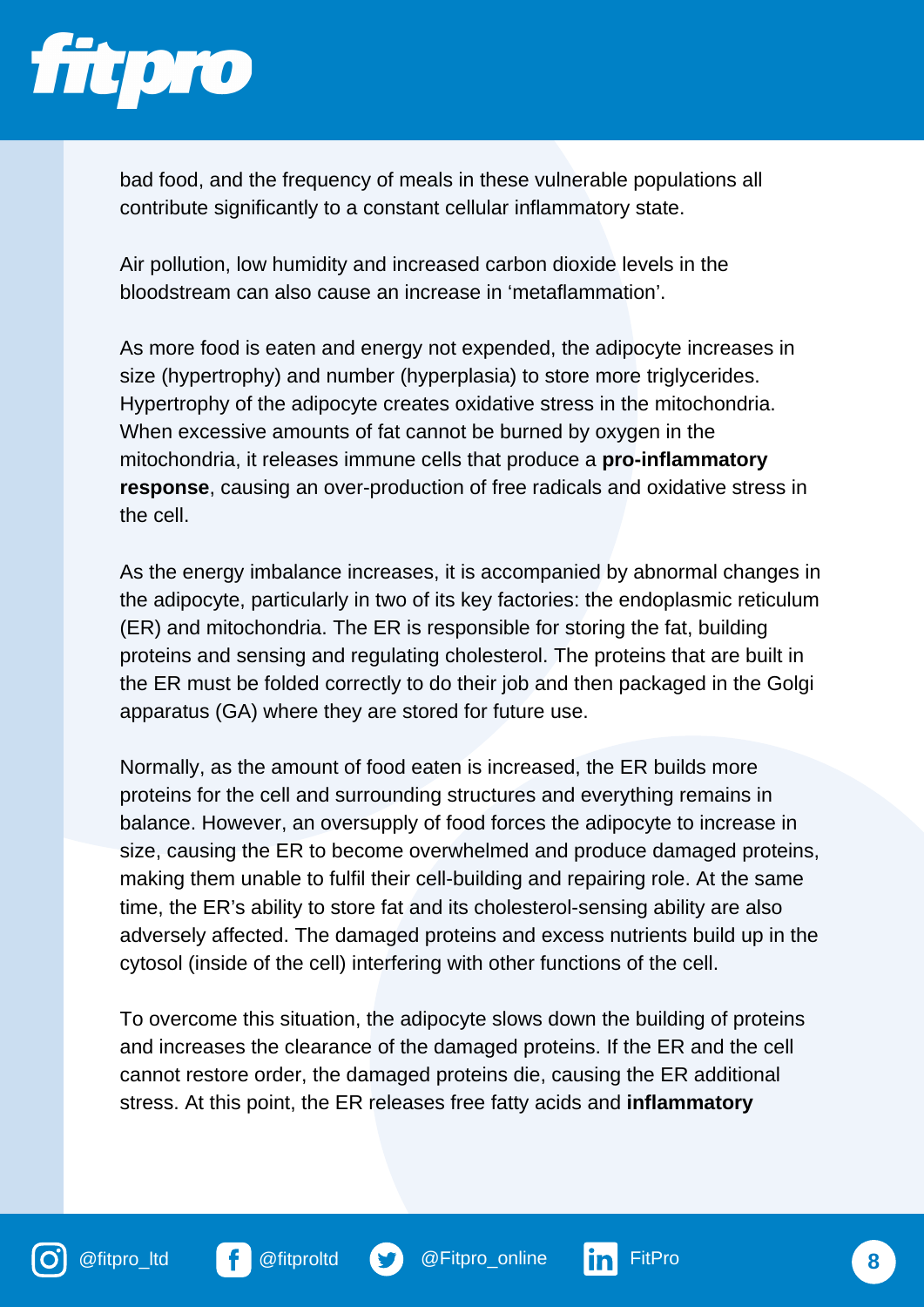bad food, and the frequency of meals in these vulnerable populations all contribute significantly to a constant cellular inflammatory state.

Air pollution, low humidity and increased carbon dioxide levels in the bloodstream can also cause an increase in 'metaflammation'.

As more food is eaten and energy not expended, the adipocyte increases in size (hypertrophy) and number (hyperplasia) to store more triglycerides. Hypertrophy of the adipocyte creates oxidative stress in the mitochondria. When excessive amounts of fat cannot be burned by oxygen in the mitochondria, it releases immune cells that produce a **pro-inflammatory response**, causing an over-production of free radicals and oxidative stress in the cell.

As the energy imbalance increases, it is accompanied by abnormal changes in the adipocyte, particularly in two of its key factories: the endoplasmic reticulum (ER) and mitochondria. The ER is responsible for storing the fat, building proteins and sensing and regulating cholesterol. The proteins that are built in the ER must be folded correctly to do their job and then packaged in the Golgi apparatus (GA) where they are stored for future use.

Normally, as the amount of food eaten is increased, the ER builds more proteins for the cell and surrounding structures and everything remains in balance. However, an oversupply of food forces the adipocyte to increase in size, causing the ER to become overwhelmed and produce damaged proteins, making them unable to fulfil their cell-building and repairing role. At the same time, the ER's ability to store fat and its cholesterol-sensing ability are also adversely affected. The damaged proteins and excess nutrients build up in the cytosol (inside of the cell) interfering with other functions of the cell.

To overcome this situation, the adipocyte slows down the building of proteins and increases the clearance of the damaged proteins. If the ER and the cell cannot restore order, the damaged proteins die, causing the ER additional stress. At this point, the ER releases free fatty acids and **inflammatory**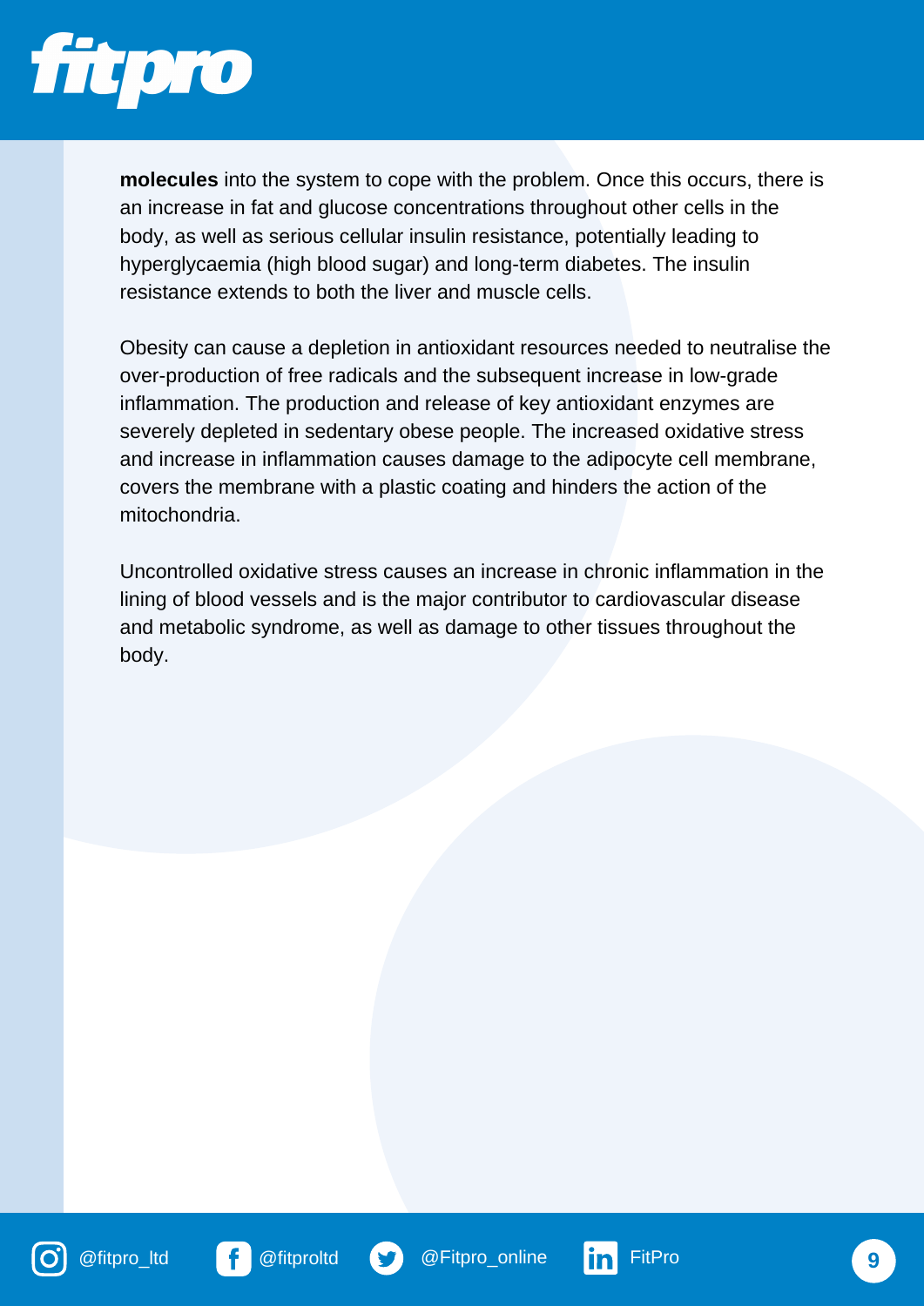**molecules** into the system to cope with the problem. Once this occurs, there is an increase in fat and glucose concentrations throughout other cells in the body, as well as serious cellular insulin resistance, potentially leading to hyperglycaemia (high blood sugar) and long-term diabetes. The insulin resistance extends to both the liver and muscle cells.

Obesity can cause a depletion in antioxidant resources needed to neutralise the over-production of free radicals and the subsequent increase in low-grade inflammation. The production and release of key antioxidant enzymes are severely depleted in sedentary obese people. The increased oxidative stress and increase in inflammation causes damage to the adipocyte cell membrane, covers the membrane with a plastic coating and hinders the action of the mitochondria.

Uncontrolled oxidative stress causes an increase in chronic inflammation in the lining of blood vessels and is the major contributor to cardiovascular disease and metabolic syndrome, as well as damage to other tissues throughout the body.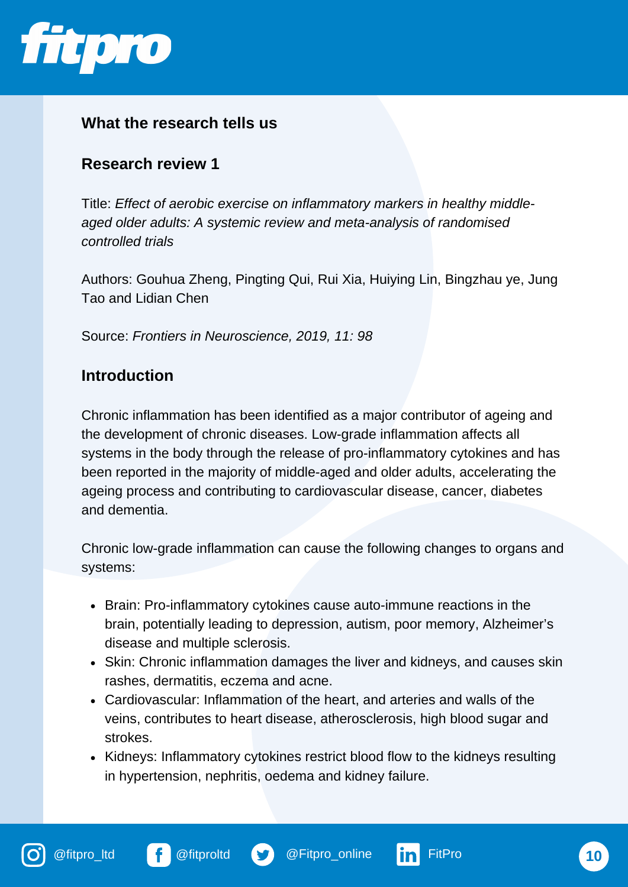## What the research tells us

### Research review 1

Title: *Effect of aerobic exercise on inflammatory markers in healthy middle-aged older adults: A systemic review and meta-analysis of randomised controlled trials*

Authors: Gouhua Zheng, Pingting Qui, Rui Xia, Huiying Lin, Bingzhau ye, Jung Tao and Lidian Chen

Source: *Frontiers in Neuroscience, 2019, 11: 98*

### Introduction

Chronic inflammation has been identified as a major contributor of ageing and the development of chronic diseases. Low-grade inflammation affects all systems in the body through the release of pro-inflammatory cytokines and has been reported in the majority of middle-aged and older adults, accelerating the ageing process and contributing to cardiovascular disease, cancer, diabetes and dementia.

Chronic low-grade inflammation can cause the following changes to organs and systems:

- Brain: Pro-inflammatory cytokines cause auto-immune reactions in the brain, potentially leading to depression, autism, poor memory, Alzheimer's disease and multiple sclerosis.
- Skin: Chronic inflammation damages the liver and kidneys, and causes skin rashes, dermatitis, eczema and acne.
- Cardiovascular: Inflammation of the heart, and arteries and walls of the veins, contributes to heart disease, atherosclerosis, high blood sugar and strokes.
- Kidneys: Inflammatory cytokines restrict blood flow to the kidneys resulting in hypertension, nephritis, oedema and kidney failure.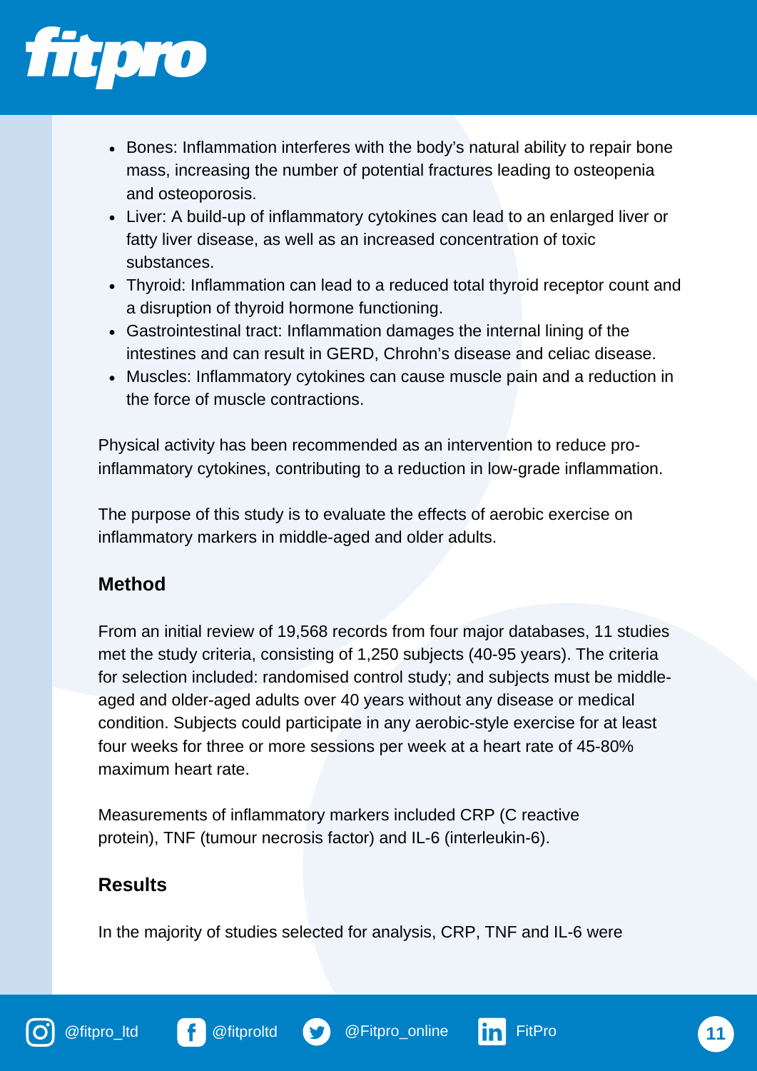- Bones: Inflammation interferes with the body's natural ability to repair bone mass, increasing the number of potential fractures leading to osteopenia and osteoporosis.
- Liver: A build-up of inflammatory cytokines can lead to an enlarged liver or fatty liver disease, as well as an increased concentration of toxic substances.
- Thyroid: Inflammation can lead to a reduced total thyroid receptor count and a disruption of thyroid hormone functioning.
- Gastrointestinal tract: Inflammation damages the internal lining of the intestines and can result in GERD, Chrohn's disease and celiac disease.
- Muscles: Inflammatory cytokines can cause muscle pain and a reduction in the force of muscle contractions.

Physical activity has been recommended as an intervention to reduce pro-inflammatory cytokines, contributing to a reduction in low-grade inflammation.

The purpose of this study is to evaluate the effects of aerobic exercise on inflammatory markers in middle-aged and older adults.

### Method

From an initial review of 19,568 records from four major databases, 11 studies met the study criteria, consisting of 1,250 subjects (40-95 years). The criteria for selection included: randomised control study; and subjects must be middle-aged and older-aged adults over 40 years without any disease or medical condition. Subjects could participate in any aerobic-style exercise for at least four weeks for three or more sessions per week at a heart rate of 45-80% maximum heart rate.

Measurements of inflammatory markers included CRP (C reactive protein), TNF (tumour necrosis factor) and IL-6 (interleukin-6).

### Results

In the majority of studies selected for analysis, CRP, TNF and IL-6 were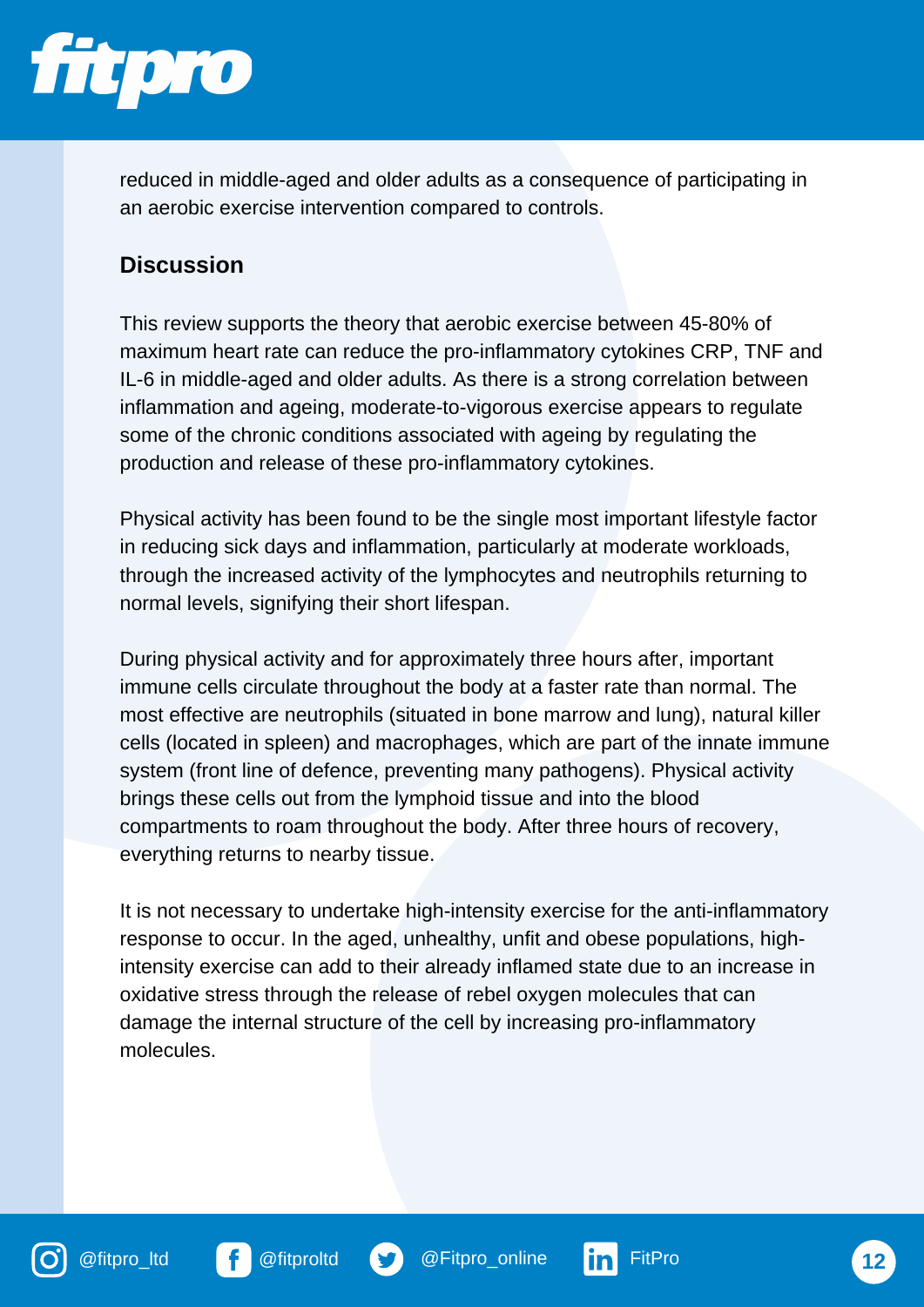reduced in middle-aged and older adults as a consequence of participating in an aerobic exercise intervention compared to controls.

## Discussion

This review supports the theory that aerobic exercise between 45-80% of maximum heart rate can reduce the pro-inflammatory cytokines CRP, TNF and IL-6 in middle-aged and older adults. As there is a strong correlation between inflammation and ageing, moderate-to-vigorous exercise appears to regulate some of the chronic conditions associated with ageing by regulating the production and release of these pro-inflammatory cytokines.

Physical activity has been found to be the single most important lifestyle factor in reducing sick days and inflammation, particularly at moderate workloads, through the increased activity of the lymphocytes and neutrophils returning to normal levels, signifying their short lifespan.

During physical activity and for approximately three hours after, important immune cells circulate throughout the body at a faster rate than normal. The most effective are neutrophils (situated in bone marrow and lung), natural killer cells (located in spleen) and macrophages, which are part of the innate immune system (front line of defence, preventing many pathogens). Physical activity brings these cells out from the lymphoid tissue and into the blood compartments to roam throughout the body. After three hours of recovery, everything returns to nearby tissue.

It is not necessary to undertake high-intensity exercise for the anti-inflammatory response to occur. In the aged, unhealthy, unfit and obese populations, high-intensity exercise can add to their already inflamed state due to an increase in oxidative stress through the release of rebel oxygen molecules that can damage the internal structure of the cell by increasing pro-inflammatory molecules.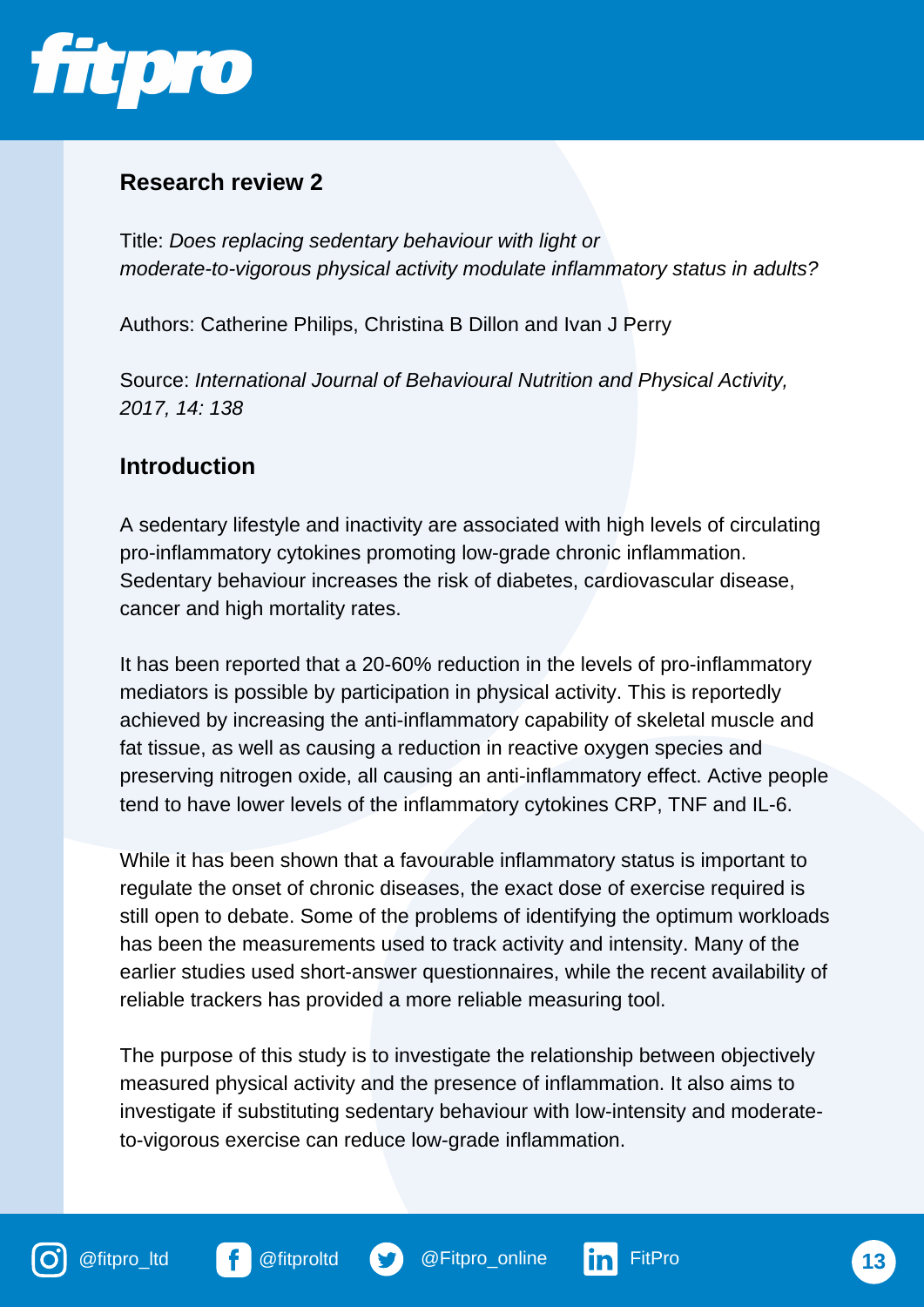## Research review 2

Title: *Does replacing sedentary behaviour with light or moderate-to-vigorous physical activity modulate inflammatory status in adults?*

Authors: Catherine Philips, Christina B Dillon and Ivan J Perry

Source: *International Journal of Behavioural Nutrition and Physical Activity, 2017, 14: 138*

## Introduction

A sedentary lifestyle and inactivity are associated with high levels of circulating pro-inflammatory cytokines promoting low-grade chronic inflammation. Sedentary behaviour increases the risk of diabetes, cardiovascular disease, cancer and high mortality rates.

It has been reported that a 20-60% reduction in the levels of pro-inflammatory mediators is possible by participation in physical activity. This is reportedly achieved by increasing the anti-inflammatory capability of skeletal muscle and fat tissue, as well as causing a reduction in reactive oxygen species and preserving nitrogen oxide, all causing an anti-inflammatory effect. Active people tend to have lower levels of the inflammatory cytokines CRP, TNF and IL-6.

While it has been shown that a favourable inflammatory status is important to regulate the onset of chronic diseases, the exact dose of exercise required is still open to debate. Some of the problems of identifying the optimum workloads has been the measurements used to track activity and intensity. Many of the earlier studies used short-answer questionnaires, while the recent availability of reliable trackers has provided a more reliable measuring tool.

The purpose of this study is to investigate the relationship between objectively measured physical activity and the presence of inflammation. It also aims to investigate if substituting sedentary behaviour with low-intensity and moderate-to-vigorous exercise can reduce low-grade inflammation.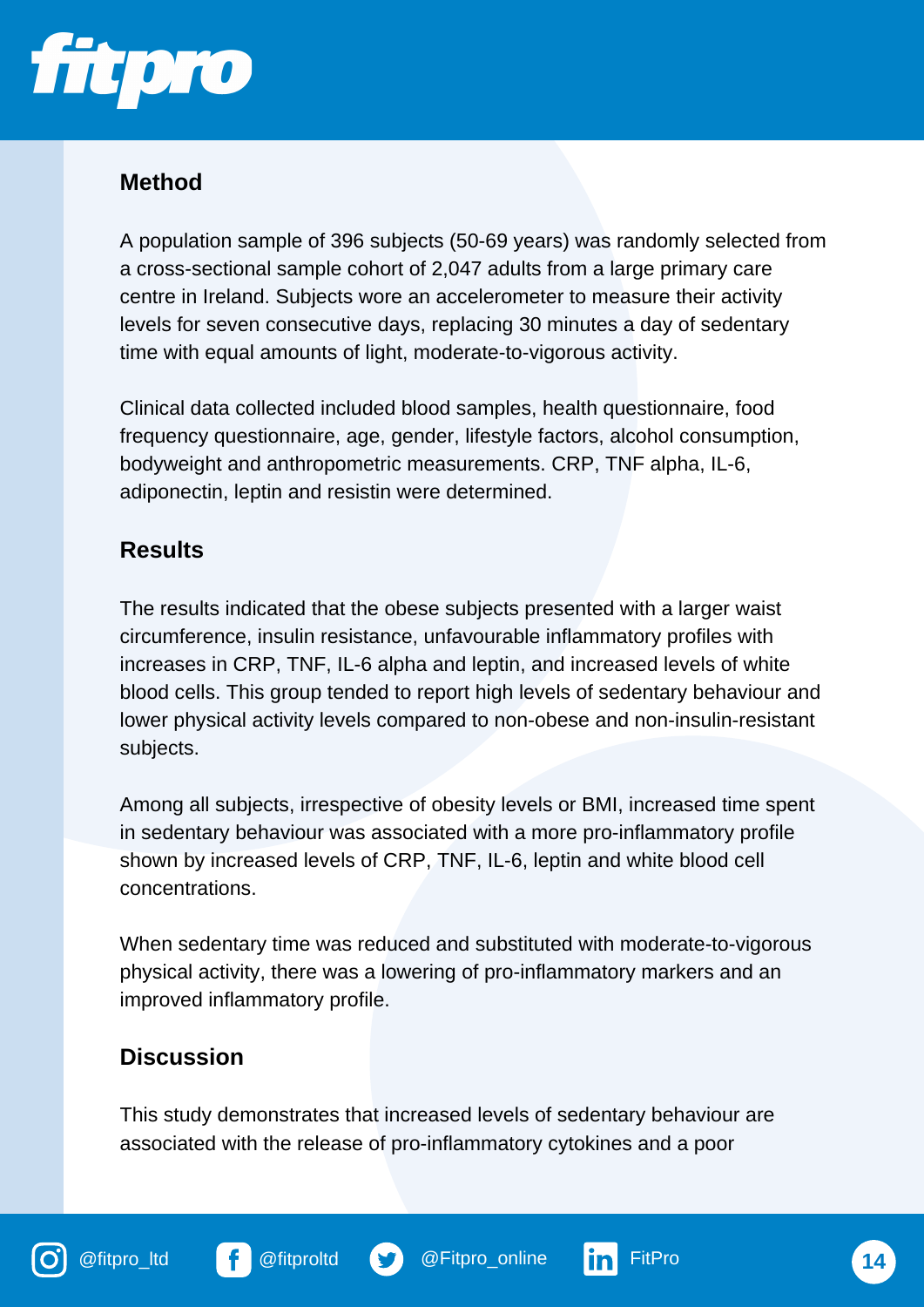## Method

A population sample of 396 subjects (50-69 years) was randomly selected from a cross-sectional sample cohort of 2,047 adults from a large primary care centre in Ireland. Subjects wore an accelerometer to measure their activity levels for seven consecutive days, replacing 30 minutes a day of sedentary time with equal amounts of light, moderate-to-vigorous activity.

Clinical data collected included blood samples, health questionnaire, food frequency questionnaire, age, gender, lifestyle factors, alcohol consumption, bodyweight and anthropometric measurements. CRP, TNF alpha, IL-6, adiponectin, leptin and resistin were determined.

## Results

The results indicated that the obese subjects presented with a larger waist circumference, insulin resistance, unfavourable inflammatory profiles with increases in CRP, TNF, IL-6 alpha and leptin, and increased levels of white blood cells. This group tended to report high levels of sedentary behaviour and lower physical activity levels compared to non-obese and non-insulin-resistant subjects.

Among all subjects, irrespective of obesity levels or BMI, increased time spent in sedentary behaviour was associated with a more pro-inflammatory profile shown by increased levels of CRP, TNF, IL-6, leptin and white blood cell concentrations.

When sedentary time was reduced and substituted with moderate-to-vigorous physical activity, there was a lowering of pro-inflammatory markers and an improved inflammatory profile.

## Discussion

This study demonstrates that increased levels of sedentary behaviour are associated with the release of pro-inflammatory cytokines and a poor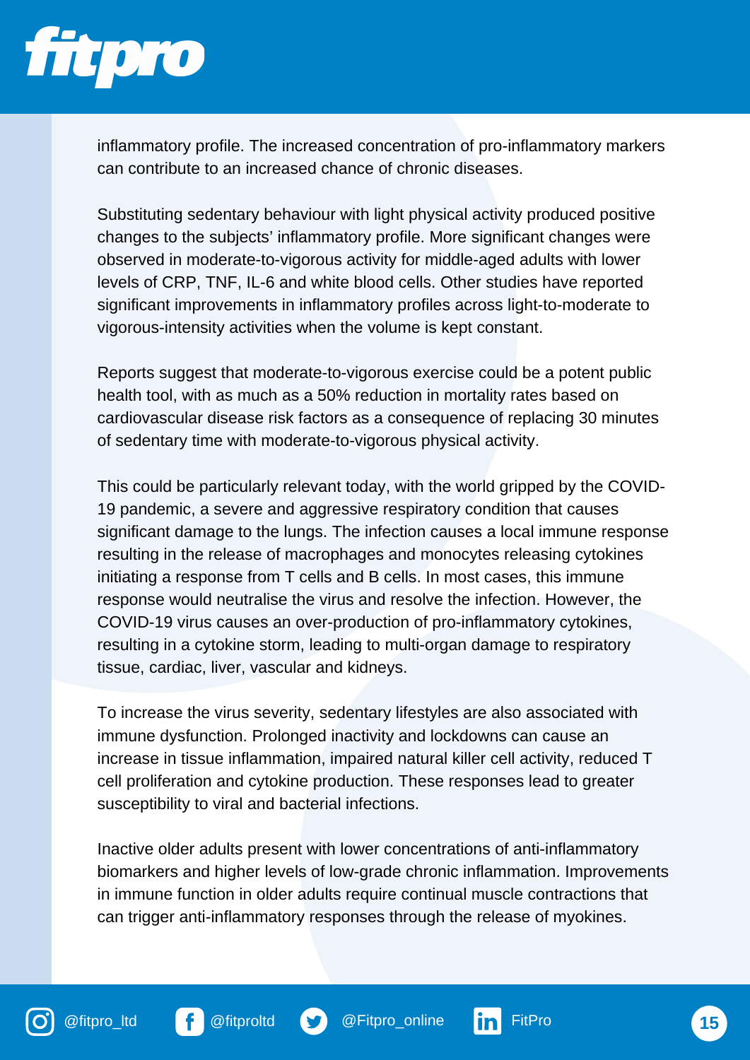inflammatory profile. The increased concentration of pro-inflammatory markers can contribute to an increased chance of chronic diseases.

Substituting sedentary behaviour with light physical activity produced positive changes to the subjects' inflammatory profile. More significant changes were observed in moderate-to-vigorous activity for middle-aged adults with lower levels of CRP, TNF, IL-6 and white blood cells. Other studies have reported significant improvements in inflammatory profiles across light-to-moderate to vigorous-intensity activities when the volume is kept constant.

Reports suggest that moderate-to-vigorous exercise could be a potent public health tool, with as much as a 50% reduction in mortality rates based on cardiovascular disease risk factors as a consequence of replacing 30 minutes of sedentary time with moderate-to-vigorous physical activity.

This could be particularly relevant today, with the world gripped by the COVID-19 pandemic, a severe and aggressive respiratory condition that causes significant damage to the lungs. The infection causes a local immune response resulting in the release of macrophages and monocytes releasing cytokines initiating a response from T cells and B cells. In most cases, this immune response would neutralise the virus and resolve the infection. However, the COVID-19 virus causes an over-production of pro-inflammatory cytokines, resulting in a cytokine storm, leading to multi-organ damage to respiratory tissue, cardiac, liver, vascular and kidneys.

To increase the virus severity, sedentary lifestyles are also associated with immune dysfunction. Prolonged inactivity and lockdowns can cause an increase in tissue inflammation, impaired natural killer cell activity, reduced T cell proliferation and cytokine production. These responses lead to greater susceptibility to viral and bacterial infections.

Inactive older adults present with lower concentrations of anti-inflammatory biomarkers and higher levels of low-grade chronic inflammation. Improvements in immune function in older adults require continual muscle contractions that can trigger anti-inflammatory responses through the release of myokines.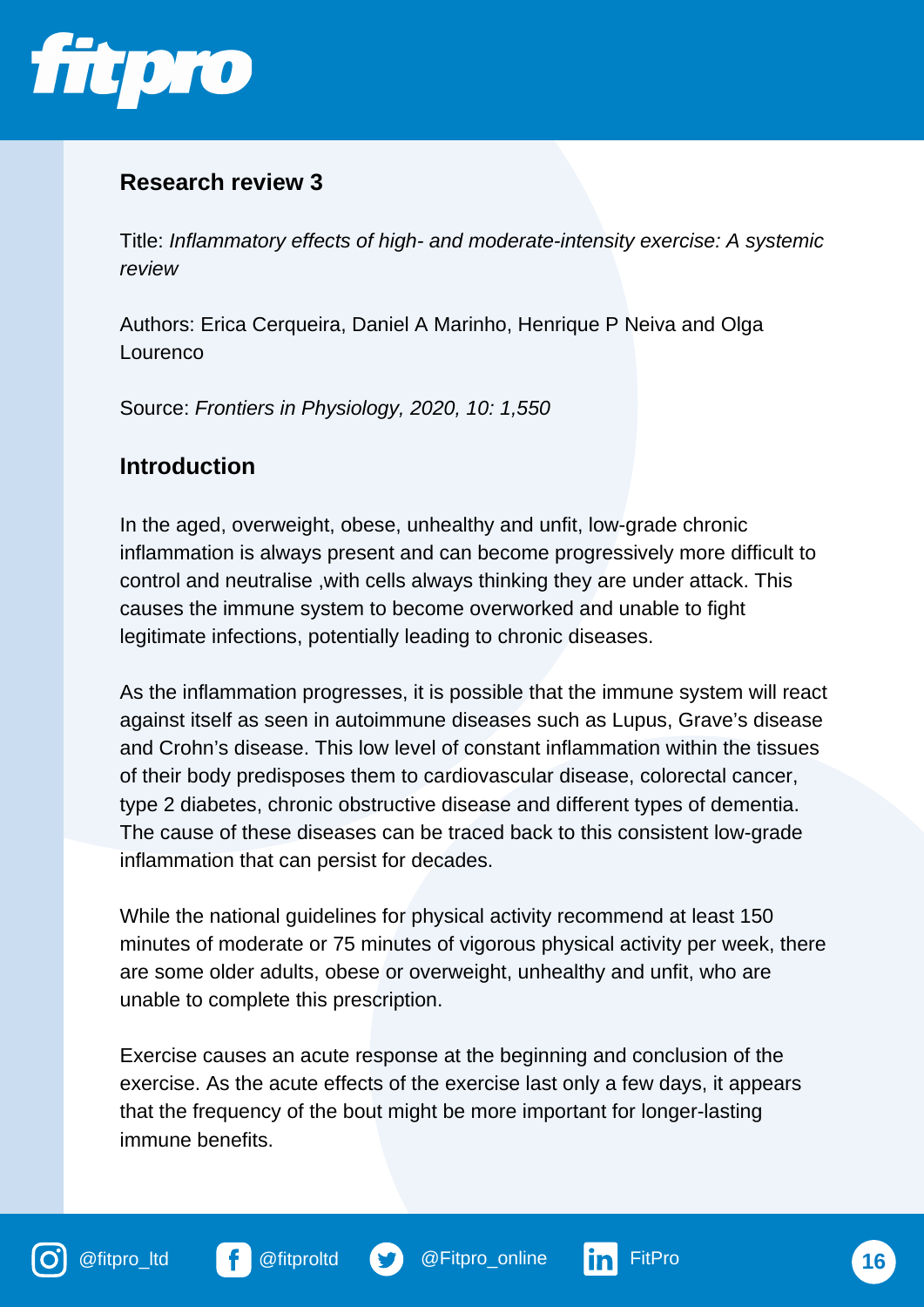## Research review 3

Title: *Inflammatory effects of high- and moderate-intensity exercise: A systemic review*

Authors: Erica Cerqueira, Daniel A Marinho, Henrique P Neiva and Olga Lourenco

Source: *Frontiers in Physiology, 2020, 10: 1,550*

## Introduction

In the aged, overweight, obese, unhealthy and unfit, low-grade chronic inflammation is always present and can become progressively more difficult to control and neutralise ,with cells always thinking they are under attack. This causes the immune system to become overworked and unable to fight legitimate infections, potentially leading to chronic diseases.

As the inflammation progresses, it is possible that the immune system will react against itself as seen in autoimmune diseases such as Lupus, Grave's disease and Crohn's disease. This low level of constant inflammation within the tissues of their body predisposes them to cardiovascular disease, colorectal cancer, type 2 diabetes, chronic obstructive disease and different types of dementia. The cause of these diseases can be traced back to this consistent low-grade inflammation that can persist for decades.

While the national guidelines for physical activity recommend at least 150 minutes of moderate or 75 minutes of vigorous physical activity per week, there are some older adults, obese or overweight, unhealthy and unfit, who are unable to complete this prescription.

Exercise causes an acute response at the beginning and conclusion of the exercise. As the acute effects of the exercise last only a few days, it appears that the frequency of the bout might be more important for longer-lasting immune benefits.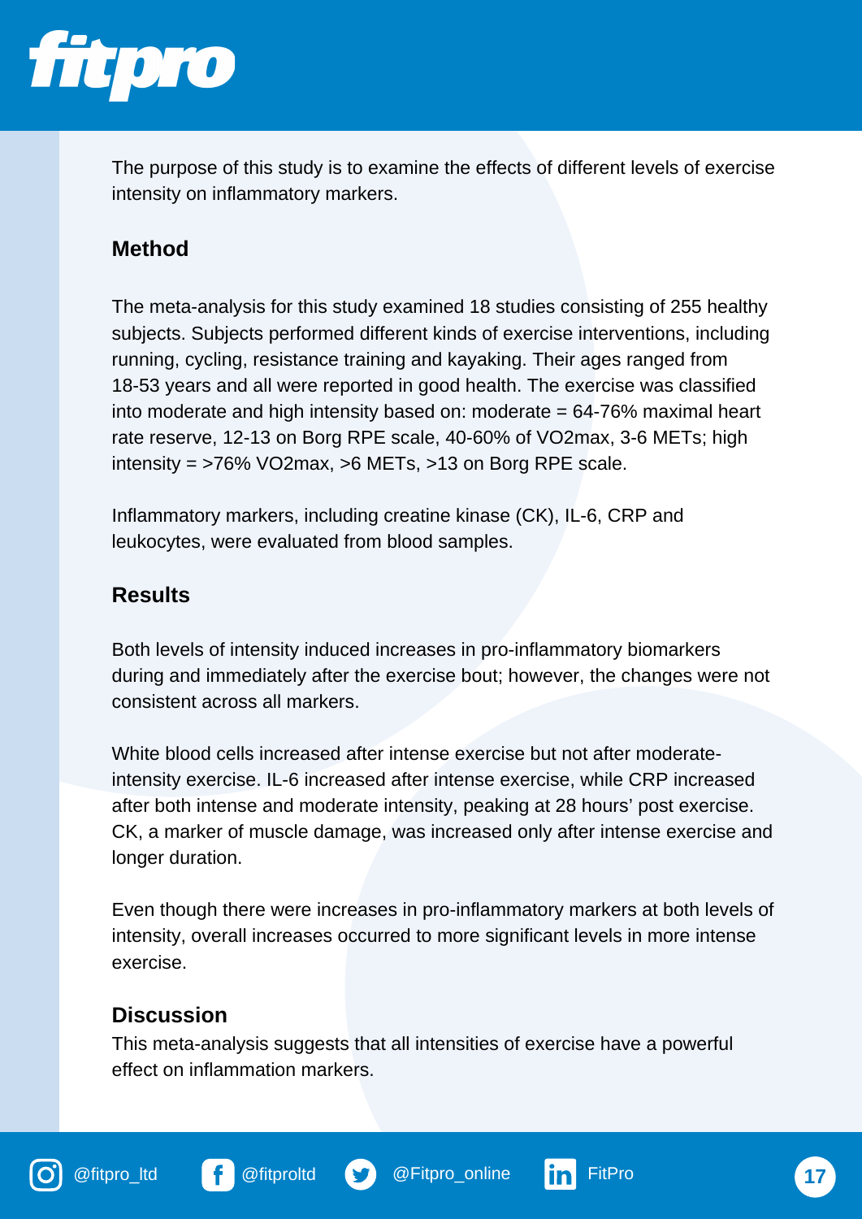The purpose of this study is to examine the effects of different levels of exercise intensity on inflammatory markers.

## Method

The meta-analysis for this study examined 18 studies consisting of 255 healthy subjects. Subjects performed different kinds of exercise interventions, including running, cycling, resistance training and kayaking. Their ages ranged from 18-53 years and all were reported in good health. The exercise was classified into moderate and high intensity based on: moderate = 64-76% maximal heart rate reserve, 12-13 on Borg RPE scale, 40-60% of VO2max, 3-6 METs; high intensity = >76% VO2max, >6 METs, >13 on Borg RPE scale.

Inflammatory markers, including creatine kinase (CK), IL-6, CRP and leukocytes, were evaluated from blood samples.

## Results

Both levels of intensity induced increases in pro-inflammatory biomarkers during and immediately after the exercise bout; however, the changes were not consistent across all markers.

White blood cells increased after intense exercise but not after moderate-intensity exercise. IL-6 increased after intense exercise, while CRP increased after both intense and moderate intensity, peaking at 28 hours' post exercise. CK, a marker of muscle damage, was increased only after intense exercise and longer duration.

Even though there were increases in pro-inflammatory markers at both levels of intensity, overall increases occurred to more significant levels in more intense exercise.

## Discussion

This meta-analysis suggests that all intensities of exercise have a powerful effect on inflammation markers.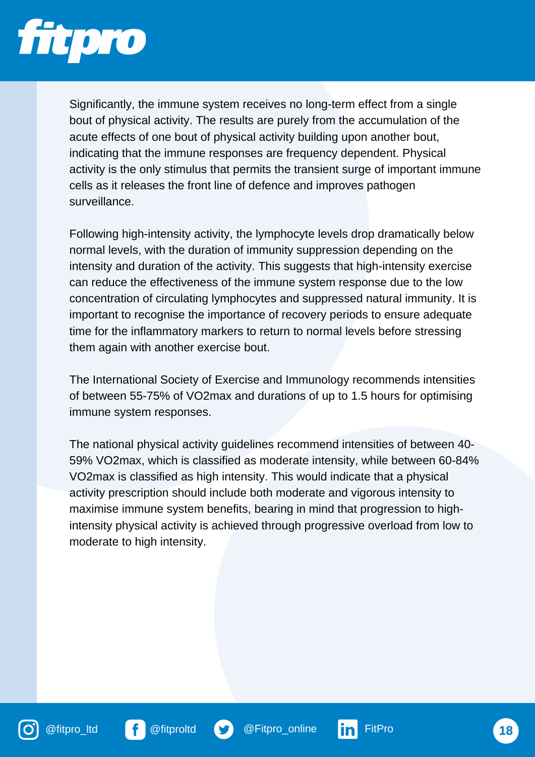Significantly, the immune system receives no long-term effect from a single bout of physical activity. The results are purely from the accumulation of the acute effects of one bout of physical activity building upon another bout, indicating that the immune responses are frequency dependent. Physical activity is the only stimulus that permits the transient surge of important immune cells as it releases the front line of defence and improves pathogen surveillance.

Following high-intensity activity, the lymphocyte levels drop dramatically below normal levels, with the duration of immunity suppression depending on the intensity and duration of the activity. This suggests that high-intensity exercise can reduce the effectiveness of the immune system response due to the low concentration of circulating lymphocytes and suppressed natural immunity. It is important to recognise the importance of recovery periods to ensure adequate time for the inflammatory markers to return to normal levels before stressing them again with another exercise bout.

The International Society of Exercise and Immunology recommends intensities of between 55-75% of VO2max and durations of up to 1.5 hours for optimising immune system responses.

The national physical activity guidelines recommend intensities of between 40-59% VO2max, which is classified as moderate intensity, while between 60-84% VO2max is classified as high intensity. This would indicate that a physical activity prescription should include both moderate and vigorous intensity to maximise immune system benefits, bearing in mind that progression to high-intensity physical activity is achieved through progressive overload from low to moderate to high intensity.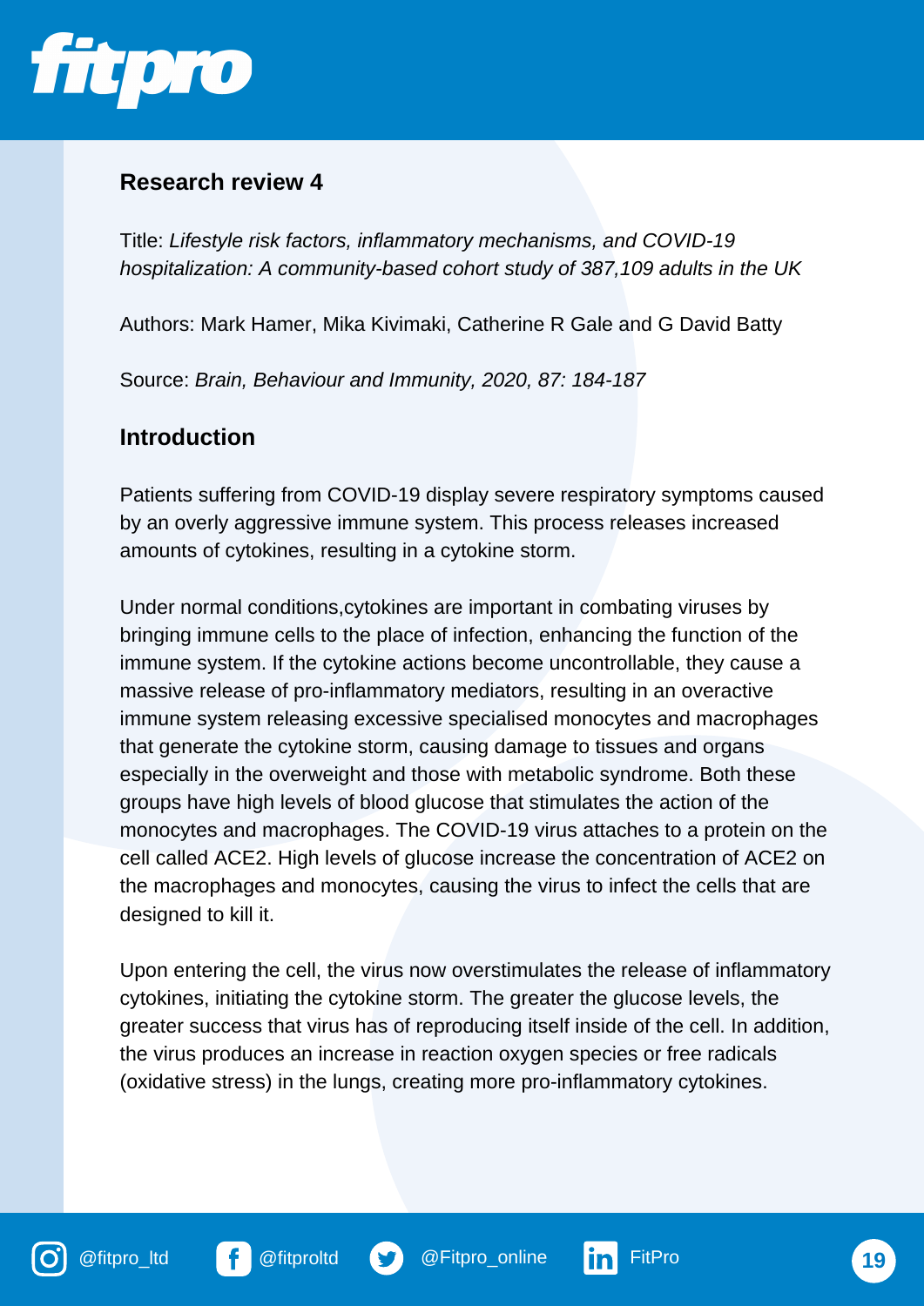## Research review 4

Title: *Lifestyle risk factors, inflammatory mechanisms, and COVID-19 hospitalization: A community-based cohort study of 387,109 adults in the UK*

Authors: Mark Hamer, Mika Kivimaki, Catherine R Gale and G David Batty

Source: *Brain, Behaviour and Immunity, 2020, 87: 184-187*

## Introduction

Patients suffering from COVID-19 display severe respiratory symptoms caused by an overly aggressive immune system. This process releases increased amounts of cytokines, resulting in a cytokine storm.

Under normal conditions,cytokines are important in combating viruses by bringing immune cells to the place of infection, enhancing the function of the immune system. If the cytokine actions become uncontrollable, they cause a massive release of pro-inflammatory mediators, resulting in an overactive immune system releasing excessive specialised monocytes and macrophages that generate the cytokine storm, causing damage to tissues and organs especially in the overweight and those with metabolic syndrome. Both these groups have high levels of blood glucose that stimulates the action of the monocytes and macrophages. The COVID-19 virus attaches to a protein on the cell called ACE2. High levels of glucose increase the concentration of ACE2 on the macrophages and monocytes, causing the virus to infect the cells that are designed to kill it.

Upon entering the cell, the virus now overstimulates the release of inflammatory cytokines, initiating the cytokine storm. The greater the glucose levels, the greater success that virus has of reproducing itself inside of the cell. In addition, the virus produces an increase in reaction oxygen species or free radicals (oxidative stress) in the lungs, creating more pro-inflammatory cytokines.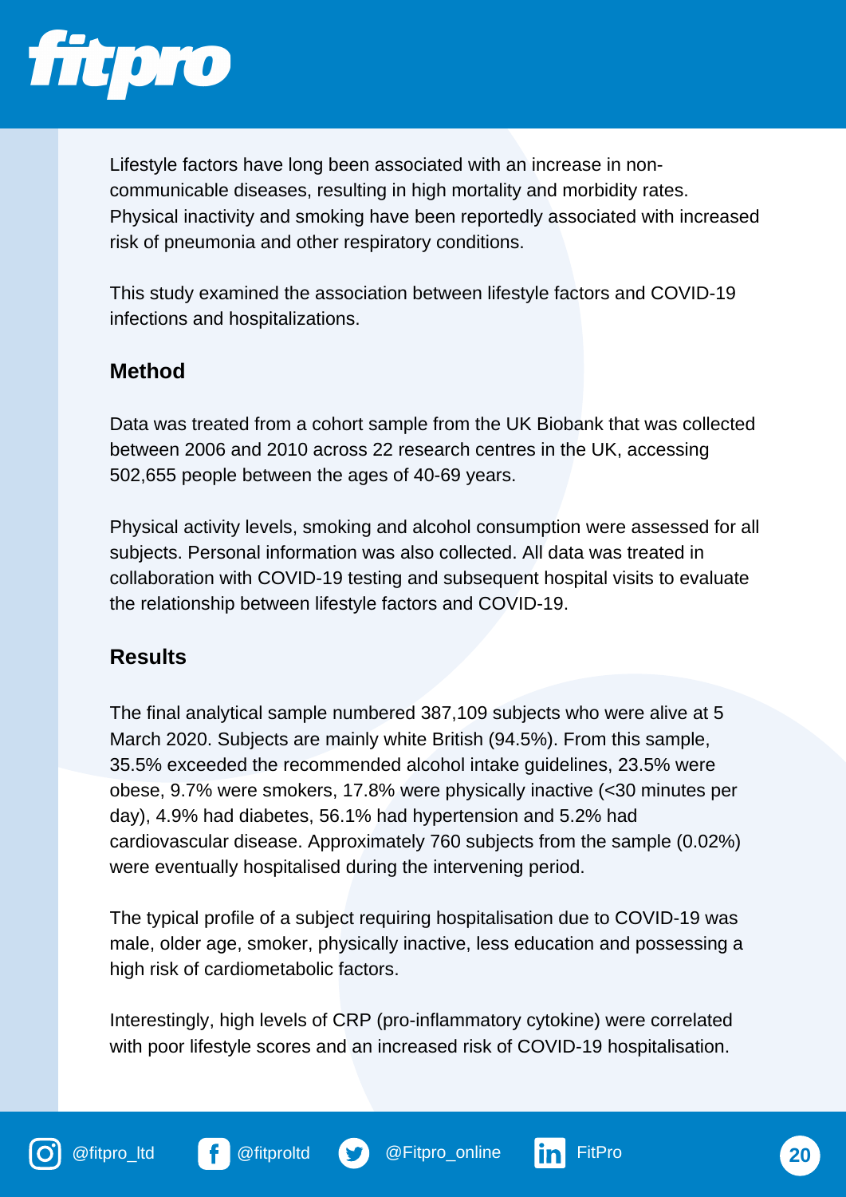Lifestyle factors have long been associated with an increase in non-communicable diseases, resulting in high mortality and morbidity rates. Physical inactivity and smoking have been reportedly associated with increased risk of pneumonia and other respiratory conditions.

This study examined the association between lifestyle factors and COVID-19 infections and hospitalizations.

### Method

Data was treated from a cohort sample from the UK Biobank that was collected between 2006 and 2010 across 22 research centres in the UK, accessing 502,655 people between the ages of 40-69 years.

Physical activity levels, smoking and alcohol consumption were assessed for all subjects. Personal information was also collected. All data was treated in collaboration with COVID-19 testing and subsequent hospital visits to evaluate the relationship between lifestyle factors and COVID-19.

### Results

The final analytical sample numbered 387,109 subjects who were alive at 5 March 2020. Subjects are mainly white British (94.5%). From this sample, 35.5% exceeded the recommended alcohol intake guidelines, 23.5% were obese, 9.7% were smokers, 17.8% were physically inactive (<30 minutes per day), 4.9% had diabetes, 56.1% had hypertension and 5.2% had cardiovascular disease. Approximately 760 subjects from the sample (0.02%) were eventually hospitalised during the intervening period.

The typical profile of a subject requiring hospitalisation due to COVID-19 was male, older age, smoker, physically inactive, less education and possessing a high risk of cardiometabolic factors.

Interestingly, high levels of CRP (pro-inflammatory cytokine) were correlated with poor lifestyle scores and an increased risk of COVID-19 hospitalisation.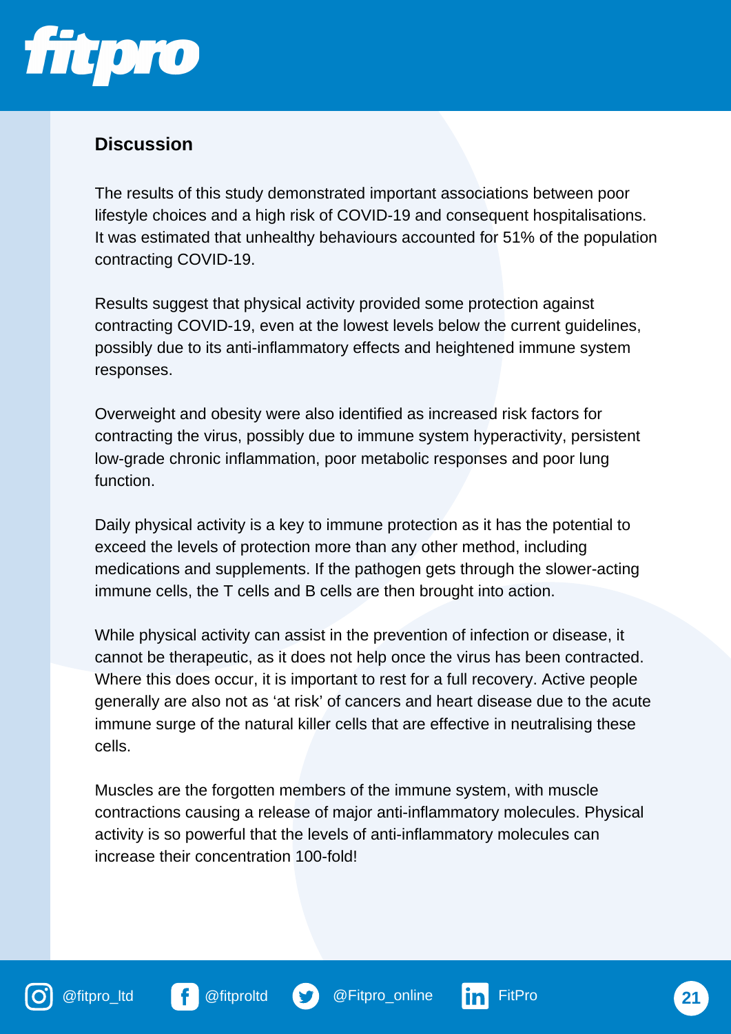## Discussion

The results of this study demonstrated important associations between poor lifestyle choices and a high risk of COVID-19 and consequent hospitalisations. It was estimated that unhealthy behaviours accounted for 51% of the population contracting COVID-19.

Results suggest that physical activity provided some protection against contracting COVID-19, even at the lowest levels below the current guidelines, possibly due to its anti-inflammatory effects and heightened immune system responses.

Overweight and obesity were also identified as increased risk factors for contracting the virus, possibly due to immune system hyperactivity, persistent low-grade chronic inflammation, poor metabolic responses and poor lung function.

Daily physical activity is a key to immune protection as it has the potential to exceed the levels of protection more than any other method, including medications and supplements. If the pathogen gets through the slower-acting immune cells, the T cells and B cells are then brought into action.

While physical activity can assist in the prevention of infection or disease, it cannot be therapeutic, as it does not help once the virus has been contracted. Where this does occur, it is important to rest for a full recovery. Active people generally are also not as 'at risk' of cancers and heart disease due to the acute immune surge of the natural killer cells that are effective in neutralising these cells.

Muscles are the forgotten members of the immune system, with muscle contractions causing a release of major anti-inflammatory molecules. Physical activity is so powerful that the levels of anti-inflammatory molecules can increase their concentration 100-fold!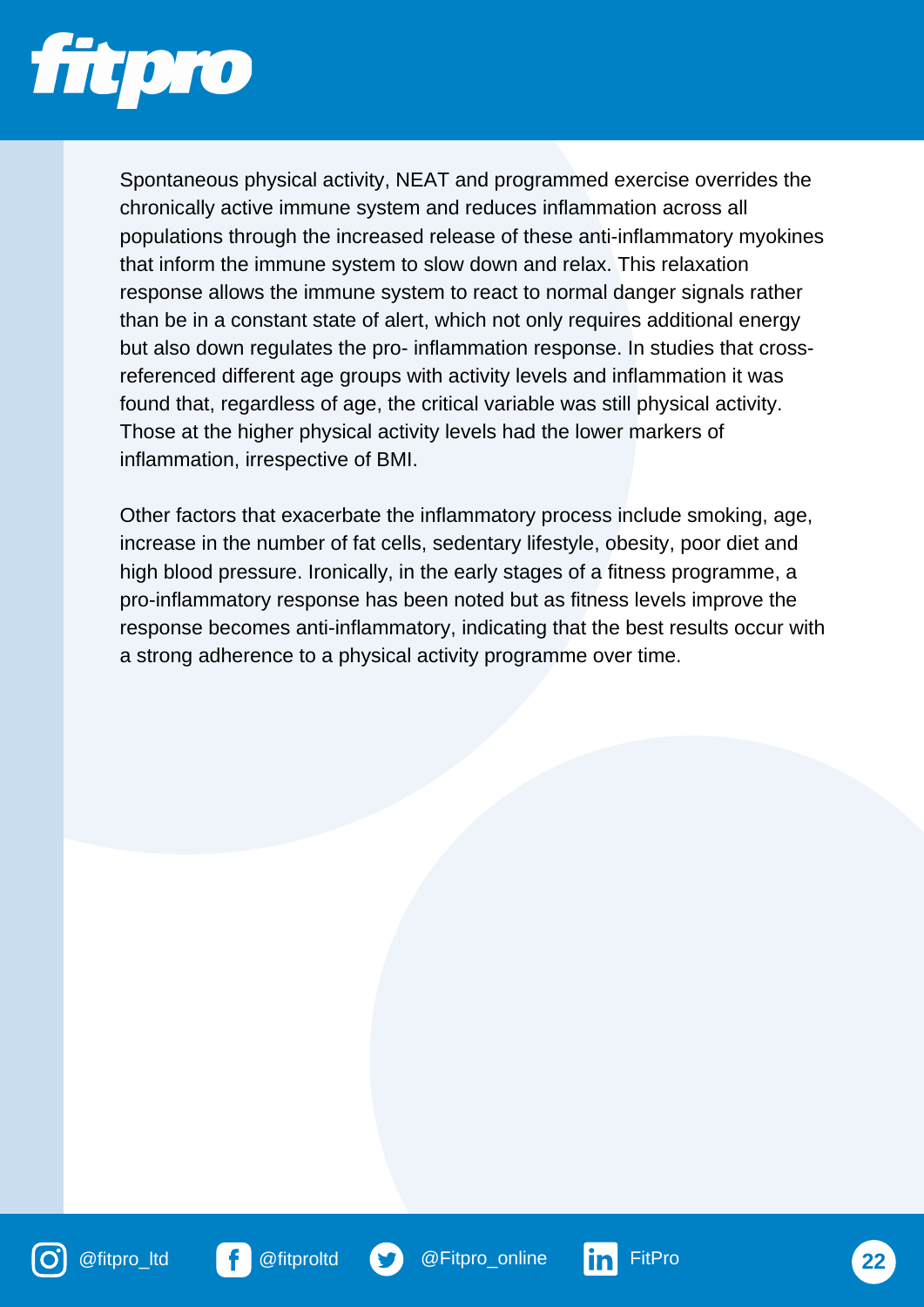Spontaneous physical activity, NEAT and programmed exercise overrides the chronically active immune system and reduces inflammation across all populations through the increased release of these anti-inflammatory myokines that inform the immune system to slow down and relax. This relaxation response allows the immune system to react to normal danger signals rather than be in a constant state of alert, which not only requires additional energy but also down regulates the pro- inflammation response. In studies that cross-referenced different age groups with activity levels and inflammation it was found that, regardless of age, the critical variable was still physical activity. Those at the higher physical activity levels had the lower markers of inflammation, irrespective of BMI.

Other factors that exacerbate the inflammatory process include smoking, age, increase in the number of fat cells, sedentary lifestyle, obesity, poor diet and high blood pressure. Ironically, in the early stages of a fitness programme, a pro-inflammatory response has been noted but as fitness levels improve the response becomes anti-inflammatory, indicating that the best results occur with a strong adherence to a physical activity programme over time.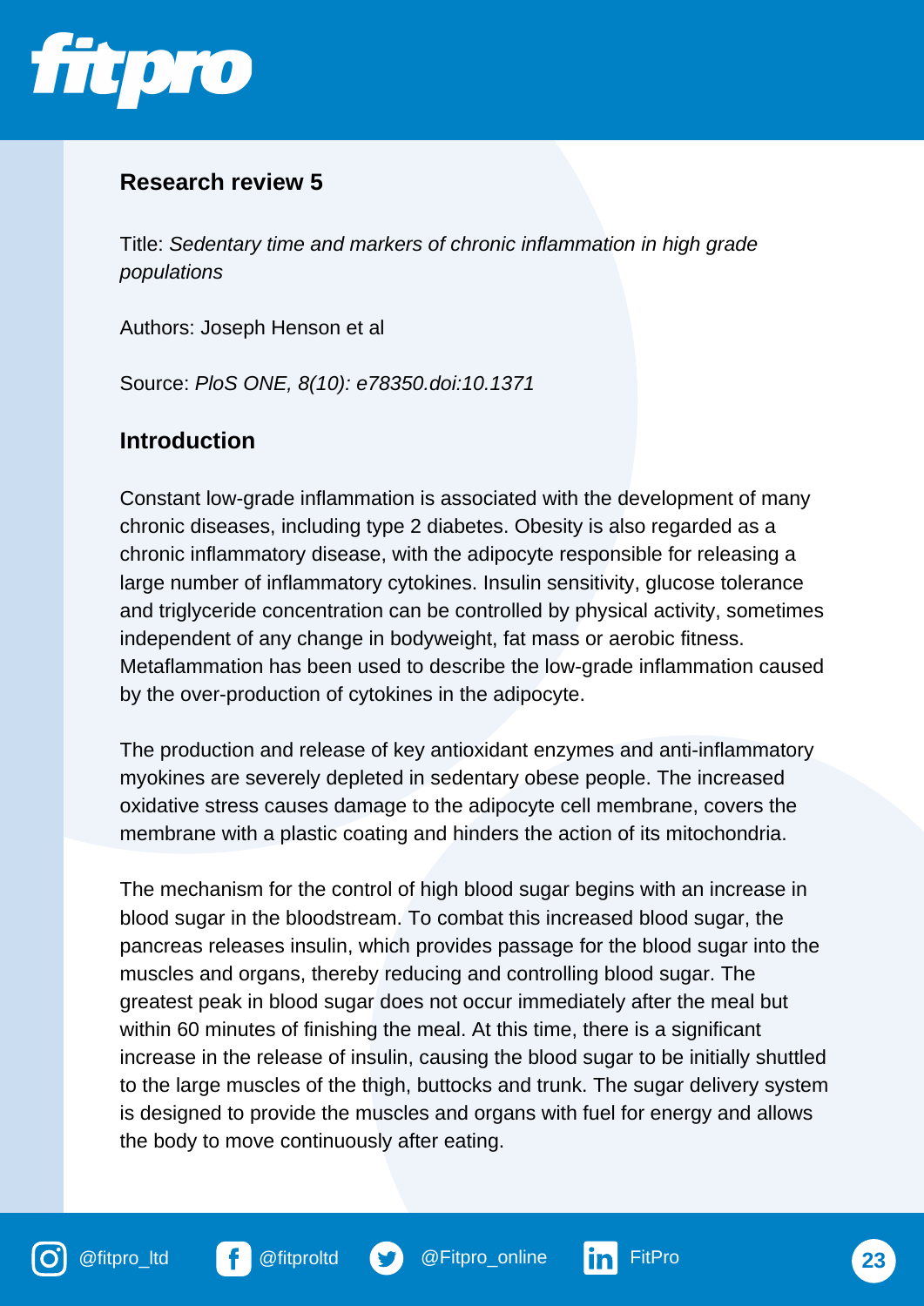## Research review 5

Title: *Sedentary time and markers of chronic inflammation in high grade populations*

Authors: Joseph Henson et al

Source: *PloS ONE, 8(10): e78350.doi:10.1371*

## Introduction

Constant low-grade inflammation is associated with the development of many chronic diseases, including type 2 diabetes. Obesity is also regarded as a chronic inflammatory disease, with the adipocyte responsible for releasing a large number of inflammatory cytokines. Insulin sensitivity, glucose tolerance and triglyceride concentration can be controlled by physical activity, sometimes independent of any change in bodyweight, fat mass or aerobic fitness. Metaflammation has been used to describe the low-grade inflammation caused by the over-production of cytokines in the adipocyte.

The production and release of key antioxidant enzymes and anti-inflammatory myokines are severely depleted in sedentary obese people. The increased oxidative stress causes damage to the adipocyte cell membrane, covers the membrane with a plastic coating and hinders the action of its mitochondria.

The mechanism for the control of high blood sugar begins with an increase in blood sugar in the bloodstream. To combat this increased blood sugar, the pancreas releases insulin, which provides passage for the blood sugar into the muscles and organs, thereby reducing and controlling blood sugar. The greatest peak in blood sugar does not occur immediately after the meal but within 60 minutes of finishing the meal. At this time, there is a significant increase in the release of insulin, causing the blood sugar to be initially shuttled to the large muscles of the thigh, buttocks and trunk. The sugar delivery system is designed to provide the muscles and organs with fuel for energy and allows the body to move continuously after eating.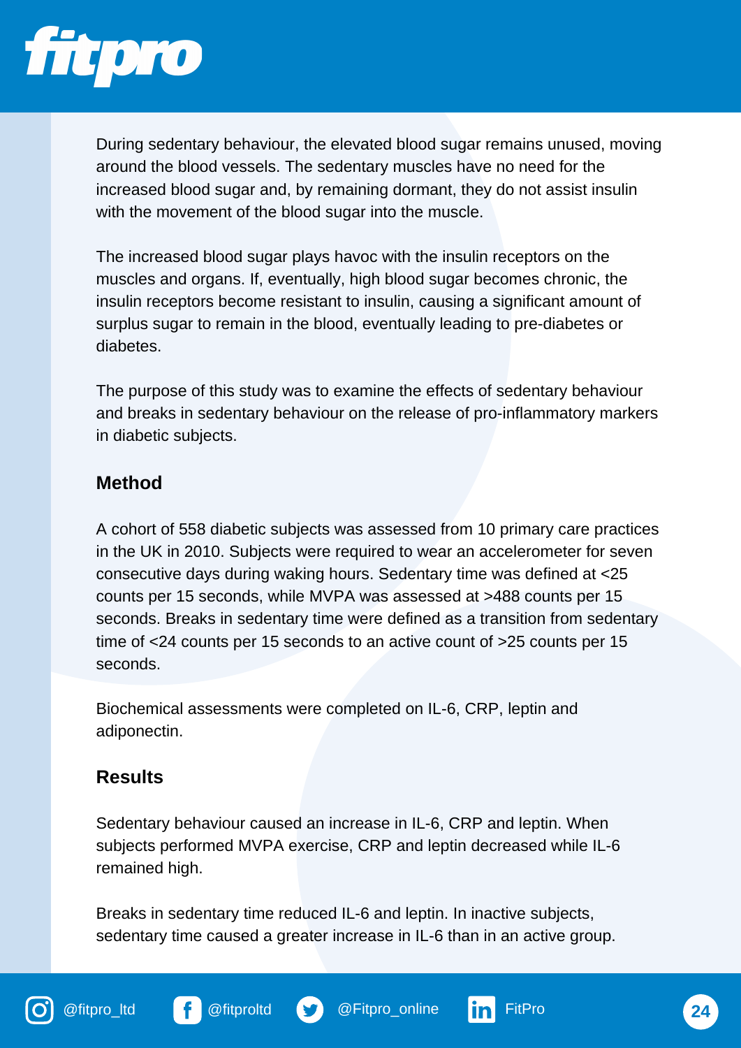During sedentary behaviour, the elevated blood sugar remains unused, moving around the blood vessels. The sedentary muscles have no need for the increased blood sugar and, by remaining dormant, they do not assist insulin with the movement of the blood sugar into the muscle.

The increased blood sugar plays havoc with the insulin receptors on the muscles and organs. If, eventually, high blood sugar becomes chronic, the insulin receptors become resistant to insulin, causing a significant amount of surplus sugar to remain in the blood, eventually leading to pre-diabetes or diabetes.

The purpose of this study was to examine the effects of sedentary behaviour and breaks in sedentary behaviour on the release of pro-inflammatory markers in diabetic subjects.

### Method

A cohort of 558 diabetic subjects was assessed from 10 primary care practices in the UK in 2010. Subjects were required to wear an accelerometer for seven consecutive days during waking hours. Sedentary time was defined at <25 counts per 15 seconds, while MVPA was assessed at >488 counts per 15 seconds. Breaks in sedentary time were defined as a transition from sedentary time of <24 counts per 15 seconds to an active count of >25 counts per 15 seconds.

Biochemical assessments were completed on IL-6, CRP, leptin and adiponectin.

### Results

Sedentary behaviour caused an increase in IL-6, CRP and leptin. When subjects performed MVPA exercise, CRP and leptin decreased while IL-6 remained high.

Breaks in sedentary time reduced IL-6 and leptin. In inactive subjects, sedentary time caused a greater increase in IL-6 than in an active group.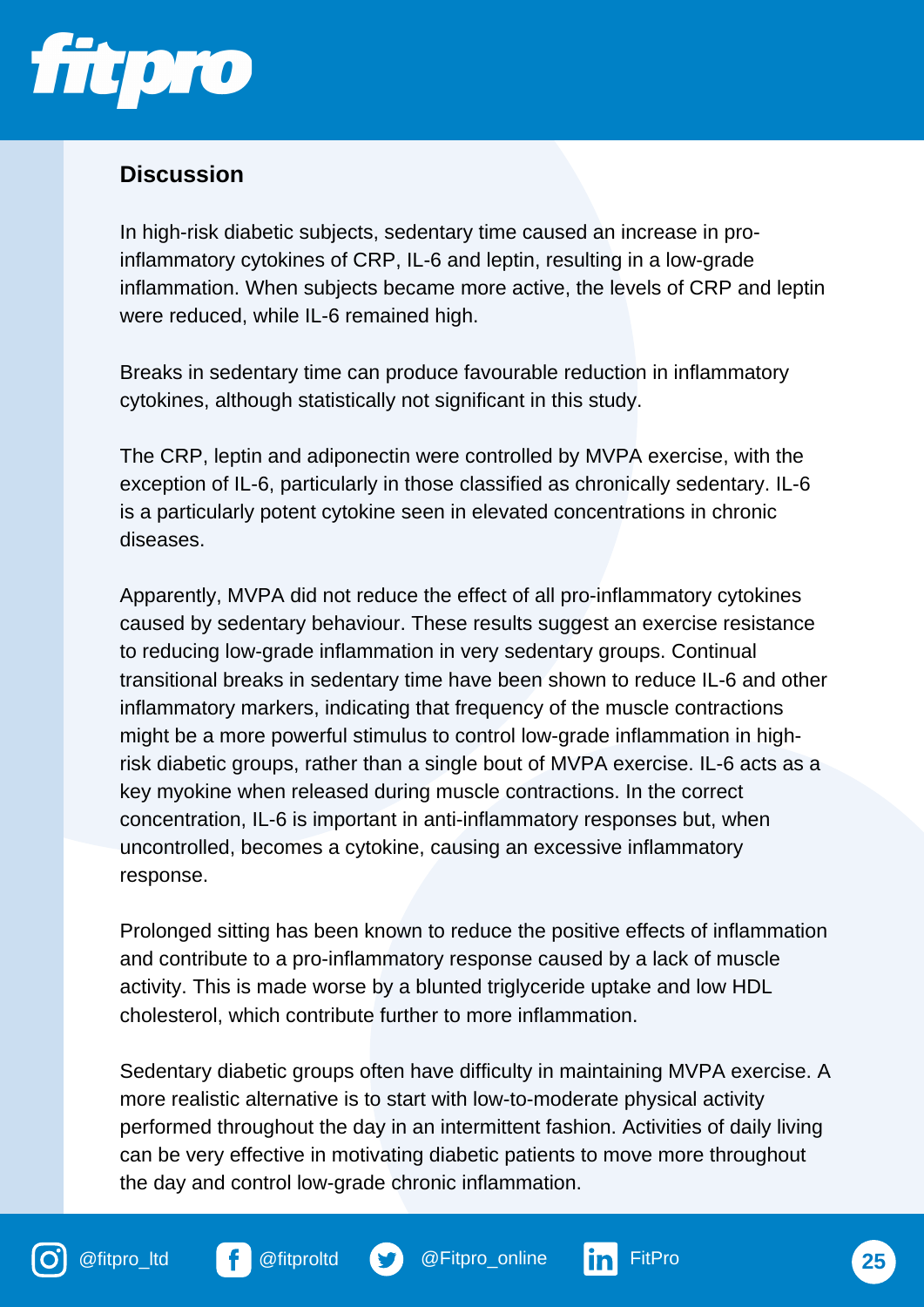## Discussion

In high-risk diabetic subjects, sedentary time caused an increase in pro-inflammatory cytokines of CRP, IL-6 and leptin, resulting in a low-grade inflammation. When subjects became more active, the levels of CRP and leptin were reduced, while IL-6 remained high.

Breaks in sedentary time can produce favourable reduction in inflammatory cytokines, although statistically not significant in this study.

The CRP, leptin and adiponectin were controlled by MVPA exercise, with the exception of IL-6, particularly in those classified as chronically sedentary. IL-6 is a particularly potent cytokine seen in elevated concentrations in chronic diseases.

Apparently, MVPA did not reduce the effect of all pro-inflammatory cytokines caused by sedentary behaviour. These results suggest an exercise resistance to reducing low-grade inflammation in very sedentary groups. Continual transitional breaks in sedentary time have been shown to reduce IL-6 and other inflammatory markers, indicating that frequency of the muscle contractions might be a more powerful stimulus to control low-grade inflammation in high-risk diabetic groups, rather than a single bout of MVPA exercise. IL-6 acts as a key myokine when released during muscle contractions. In the correct concentration, IL-6 is important in anti-inflammatory responses but, when uncontrolled, becomes a cytokine, causing an excessive inflammatory response.

Prolonged sitting has been known to reduce the positive effects of inflammation and contribute to a pro-inflammatory response caused by a lack of muscle activity. This is made worse by a blunted triglyceride uptake and low HDL cholesterol, which contribute further to more inflammation.

Sedentary diabetic groups often have difficulty in maintaining MVPA exercise. A more realistic alternative is to start with low-to-moderate physical activity performed throughout the day in an intermittent fashion. Activities of daily living can be very effective in motivating diabetic patients to move more throughout the day and control low-grade chronic inflammation.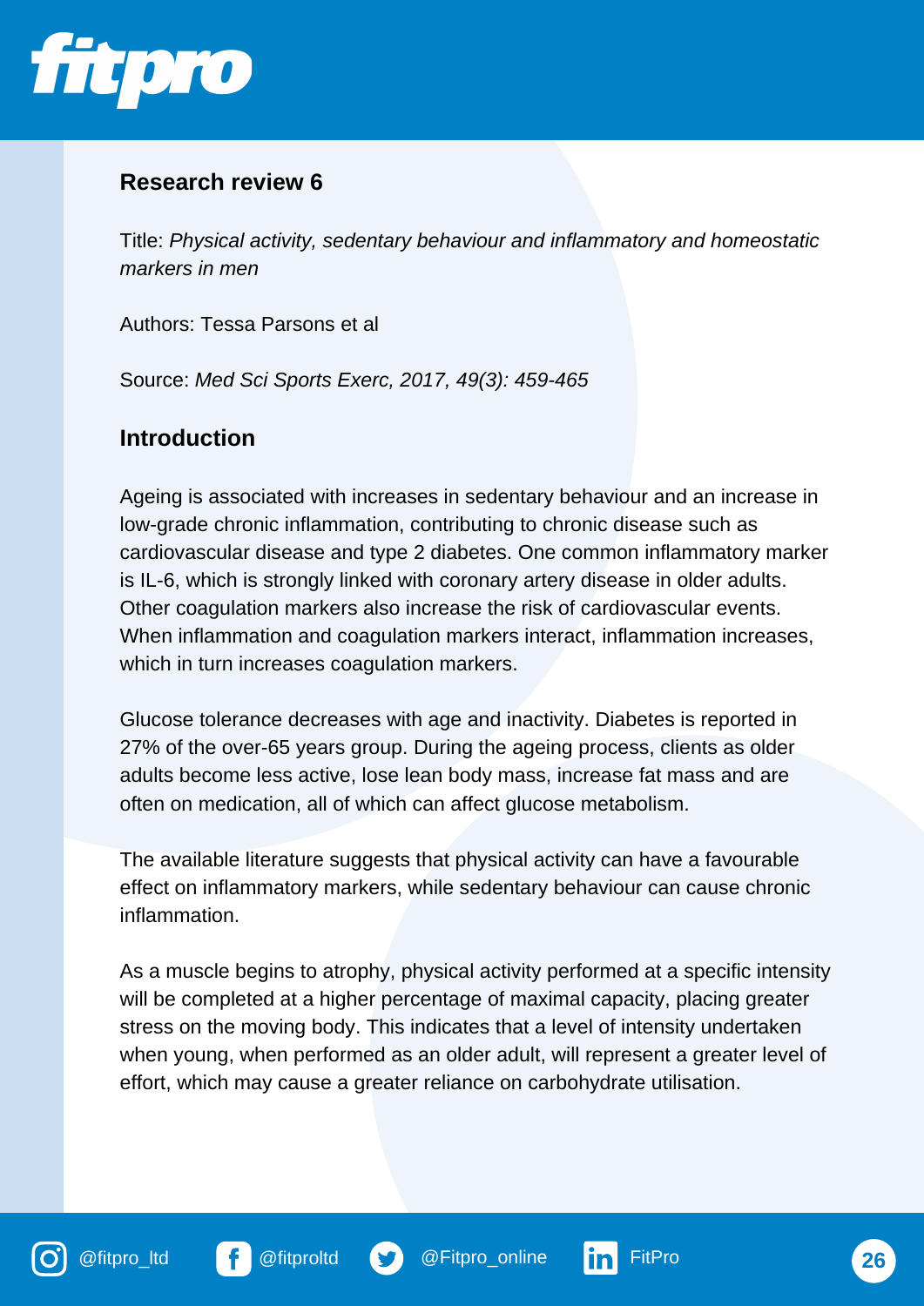## Research review 6

Title: *Physical activity, sedentary behaviour and inflammatory and homeostatic markers in men*

Authors: Tessa Parsons et al

Source: *Med Sci Sports Exerc, 2017, 49(3): 459-465*

## Introduction

Ageing is associated with increases in sedentary behaviour and an increase in low-grade chronic inflammation, contributing to chronic disease such as cardiovascular disease and type 2 diabetes. One common inflammatory marker is IL-6, which is strongly linked with coronary artery disease in older adults. Other coagulation markers also increase the risk of cardiovascular events. When inflammation and coagulation markers interact, inflammation increases, which in turn increases coagulation markers.

Glucose tolerance decreases with age and inactivity. Diabetes is reported in 27% of the over-65 years group. During the ageing process, clients as older adults become less active, lose lean body mass, increase fat mass and are often on medication, all of which can affect glucose metabolism.

The available literature suggests that physical activity can have a favourable effect on inflammatory markers, while sedentary behaviour can cause chronic inflammation.

As a muscle begins to atrophy, physical activity performed at a specific intensity will be completed at a higher percentage of maximal capacity, placing greater stress on the moving body. This indicates that a level of intensity undertaken when young, when performed as an older adult, will represent a greater level of effort, which may cause a greater reliance on carbohydrate utilisation.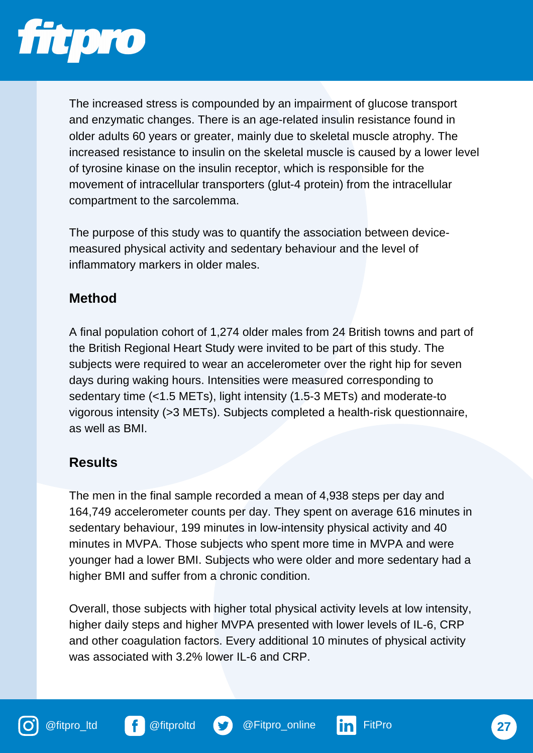The increased stress is compounded by an impairment of glucose transport and enzymatic changes. There is an age-related insulin resistance found in older adults 60 years or greater, mainly due to skeletal muscle atrophy. The increased resistance to insulin on the skeletal muscle is caused by a lower level of tyrosine kinase on the insulin receptor, which is responsible for the movement of intracellular transporters (glut-4 protein) from the intracellular compartment to the sarcolemma.

The purpose of this study was to quantify the association between device-measured physical activity and sedentary behaviour and the level of inflammatory markers in older males.

### Method

A final population cohort of 1,274 older males from 24 British towns and part of the British Regional Heart Study were invited to be part of this study. The subjects were required to wear an accelerometer over the right hip for seven days during waking hours. Intensities were measured corresponding to sedentary time (<1.5 METs), light intensity (1.5-3 METs) and moderate-to vigorous intensity (>3 METs). Subjects completed a health-risk questionnaire, as well as BMI.

### Results

The men in the final sample recorded a mean of 4,938 steps per day and 164,749 accelerometer counts per day. They spent on average 616 minutes in sedentary behaviour, 199 minutes in low-intensity physical activity and 40 minutes in MVPA. Those subjects who spent more time in MVPA and were younger had a lower BMI. Subjects who were older and more sedentary had a higher BMI and suffer from a chronic condition.

Overall, those subjects with higher total physical activity levels at low intensity, higher daily steps and higher MVPA presented with lower levels of IL-6, CRP and other coagulation factors. Every additional 10 minutes of physical activity was associated with 3.2% lower IL-6 and CRP.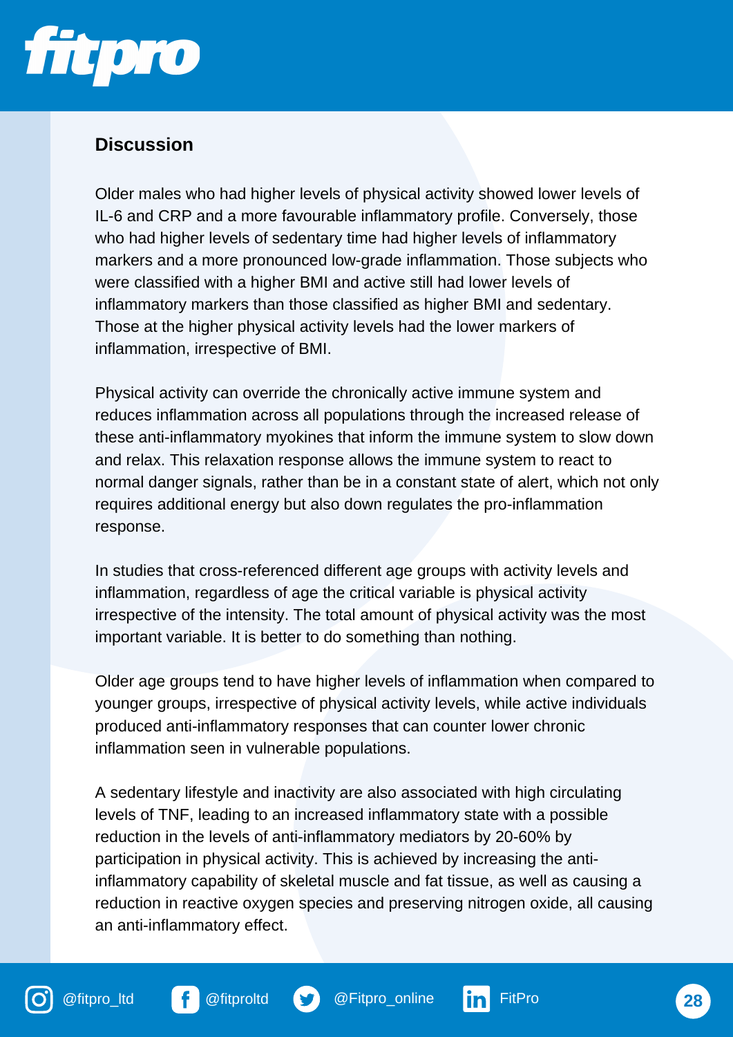## Discussion

Older males who had higher levels of physical activity showed lower levels of IL-6 and CRP and a more favourable inflammatory profile. Conversely, those who had higher levels of sedentary time had higher levels of inflammatory markers and a more pronounced low-grade inflammation. Those subjects who were classified with a higher BMI and active still had lower levels of inflammatory markers than those classified as higher BMI and sedentary. Those at the higher physical activity levels had the lower markers of inflammation, irrespective of BMI.

Physical activity can override the chronically active immune system and reduces inflammation across all populations through the increased release of these anti-inflammatory myokines that inform the immune system to slow down and relax. This relaxation response allows the immune system to react to normal danger signals, rather than be in a constant state of alert, which not only requires additional energy but also down regulates the pro-inflammation response.

In studies that cross-referenced different age groups with activity levels and inflammation, regardless of age the critical variable is physical activity irrespective of the intensity. The total amount of physical activity was the most important variable. It is better to do something than nothing.

Older age groups tend to have higher levels of inflammation when compared to younger groups, irrespective of physical activity levels, while active individuals produced anti-inflammatory responses that can counter lower chronic inflammation seen in vulnerable populations.

A sedentary lifestyle and inactivity are also associated with high circulating levels of TNF, leading to an increased inflammatory state with a possible reduction in the levels of anti-inflammatory mediators by 20-60% by participation in physical activity. This is achieved by increasing the anti-inflammatory capability of skeletal muscle and fat tissue, as well as causing a reduction in reactive oxygen species and preserving nitrogen oxide, all causing an anti-inflammatory effect.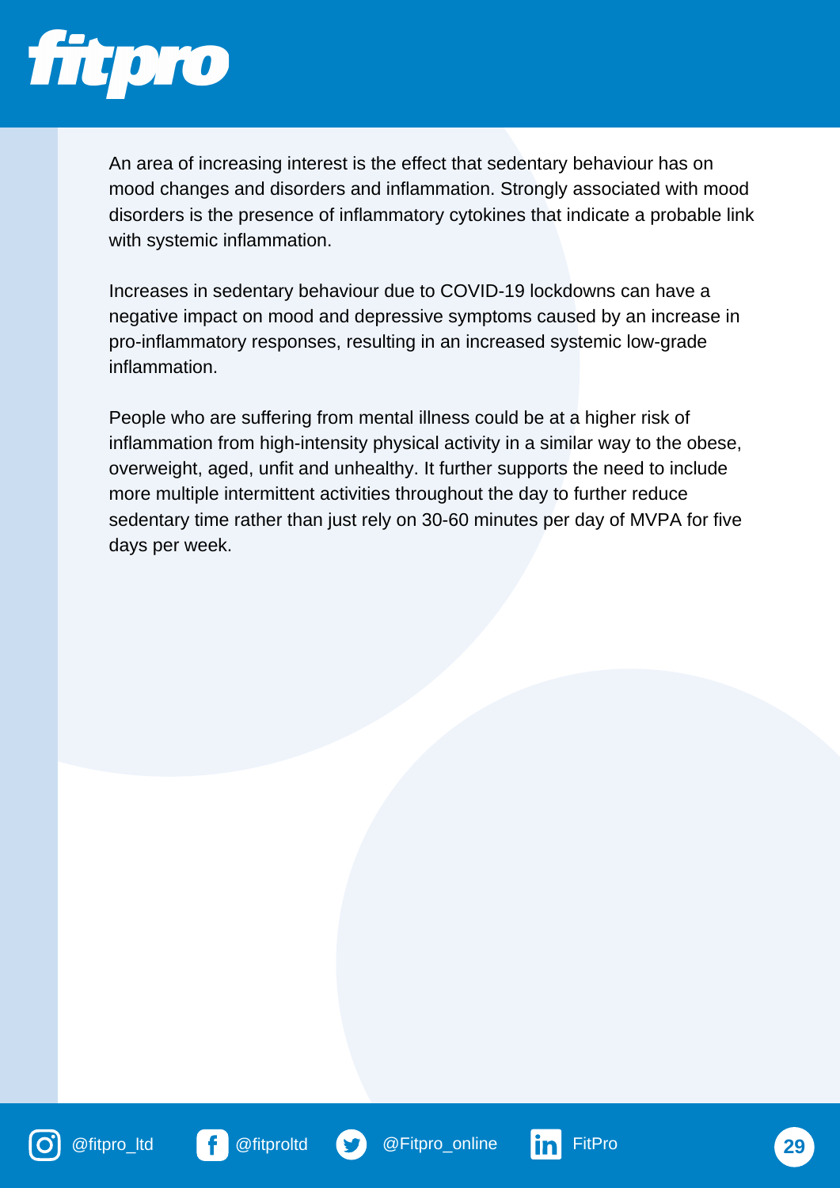An area of increasing interest is the effect that sedentary behaviour has on mood changes and disorders and inflammation. Strongly associated with mood disorders is the presence of inflammatory cytokines that indicate a probable link with systemic inflammation.

Increases in sedentary behaviour due to COVID-19 lockdowns can have a negative impact on mood and depressive symptoms caused by an increase in pro-inflammatory responses, resulting in an increased systemic low-grade inflammation.

People who are suffering from mental illness could be at a higher risk of inflammation from high-intensity physical activity in a similar way to the obese, overweight, aged, unfit and unhealthy. It further supports the need to include more multiple intermittent activities throughout the day to further reduce sedentary time rather than just rely on 30-60 minutes per day of MVPA for five days per week.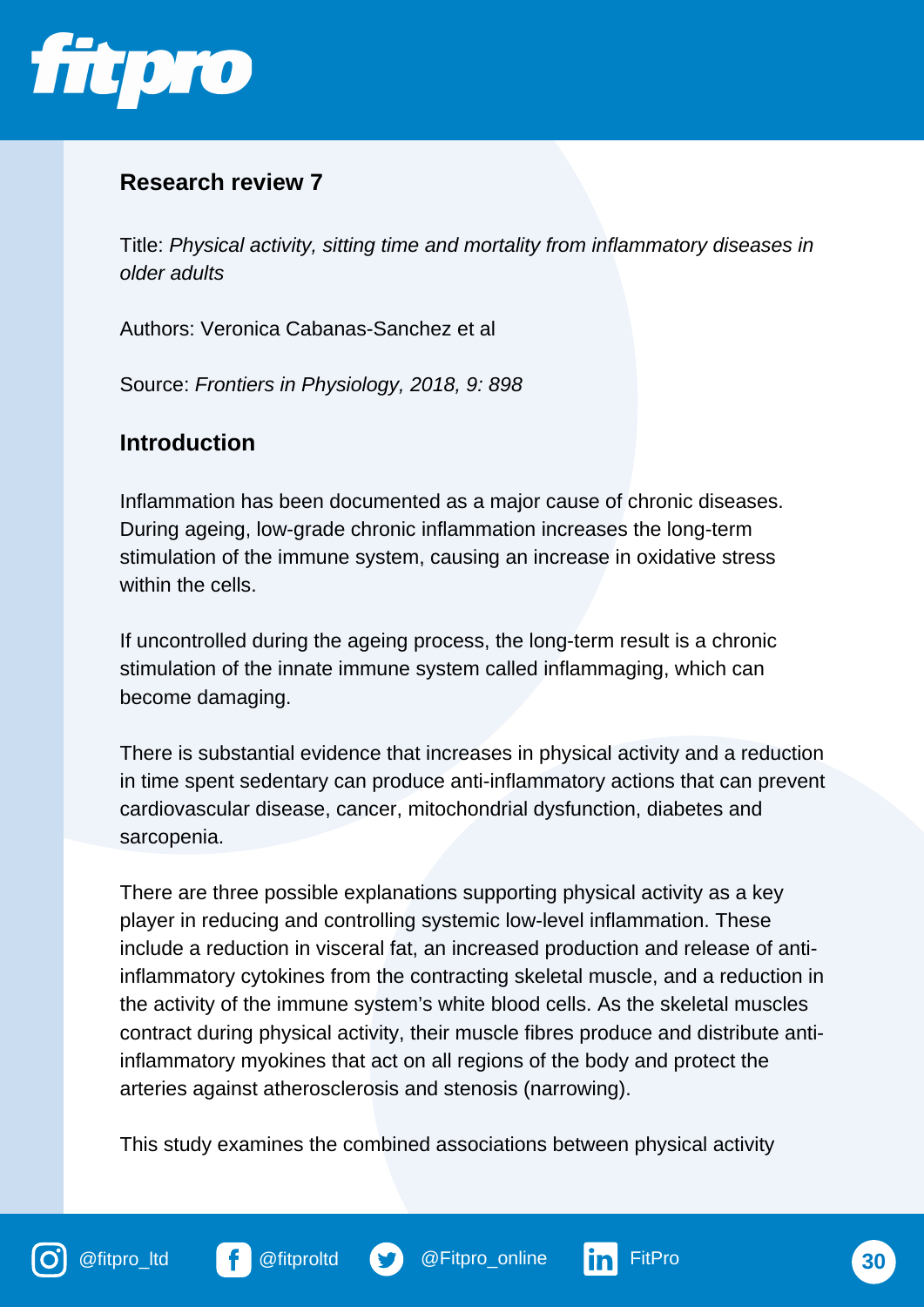## Research review 7

Title: *Physical activity, sitting time and mortality from inflammatory diseases in older adults*

Authors: Veronica Cabanas-Sanchez et al

Source: *Frontiers in Physiology, 2018, 9: 898*

## Introduction

Inflammation has been documented as a major cause of chronic diseases. During ageing, low-grade chronic inflammation increases the long-term stimulation of the immune system, causing an increase in oxidative stress within the cells.

If uncontrolled during the ageing process, the long-term result is a chronic stimulation of the innate immune system called inflammaging, which can become damaging.

There is substantial evidence that increases in physical activity and a reduction in time spent sedentary can produce anti-inflammatory actions that can prevent cardiovascular disease, cancer, mitochondrial dysfunction, diabetes and sarcopenia.

There are three possible explanations supporting physical activity as a key player in reducing and controlling systemic low-level inflammation. These include a reduction in visceral fat, an increased production and release of anti-inflammatory cytokines from the contracting skeletal muscle, and a reduction in the activity of the immune system's white blood cells. As the skeletal muscles contract during physical activity, their muscle fibres produce and distribute anti-inflammatory myokines that act on all regions of the body and protect the arteries against atherosclerosis and stenosis (narrowing).

This study examines the combined associations between physical activity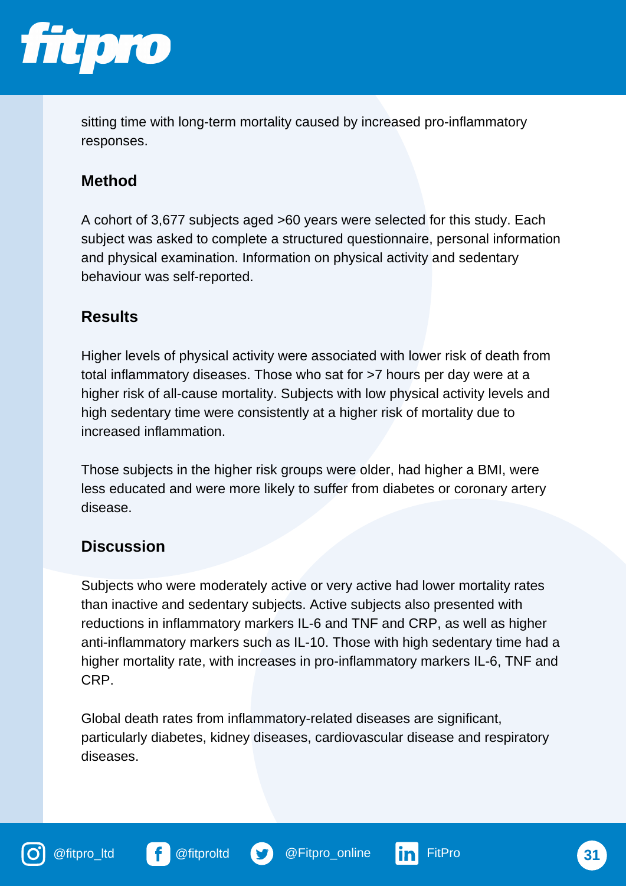sitting time with long-term mortality caused by increased pro-inflammatory responses.

## Method

A cohort of 3,677 subjects aged >60 years were selected for this study. Each subject was asked to complete a structured questionnaire, personal information and physical examination. Information on physical activity and sedentary behaviour was self-reported.

## Results

Higher levels of physical activity were associated with lower risk of death from total inflammatory diseases. Those who sat for >7 hours per day were at a higher risk of all-cause mortality. Subjects with low physical activity levels and high sedentary time were consistently at a higher risk of mortality due to increased inflammation.

Those subjects in the higher risk groups were older, had higher a BMI, were less educated and were more likely to suffer from diabetes or coronary artery disease.

## Discussion

Subjects who were moderately active or very active had lower mortality rates than inactive and sedentary subjects. Active subjects also presented with reductions in inflammatory markers IL-6 and TNF and CRP, as well as higher anti-inflammatory markers such as IL-10. Those with high sedentary time had a higher mortality rate, with increases in pro-inflammatory markers IL-6, TNF and CRP.

Global death rates from inflammatory-related diseases are significant, particularly diabetes, kidney diseases, cardiovascular disease and respiratory diseases.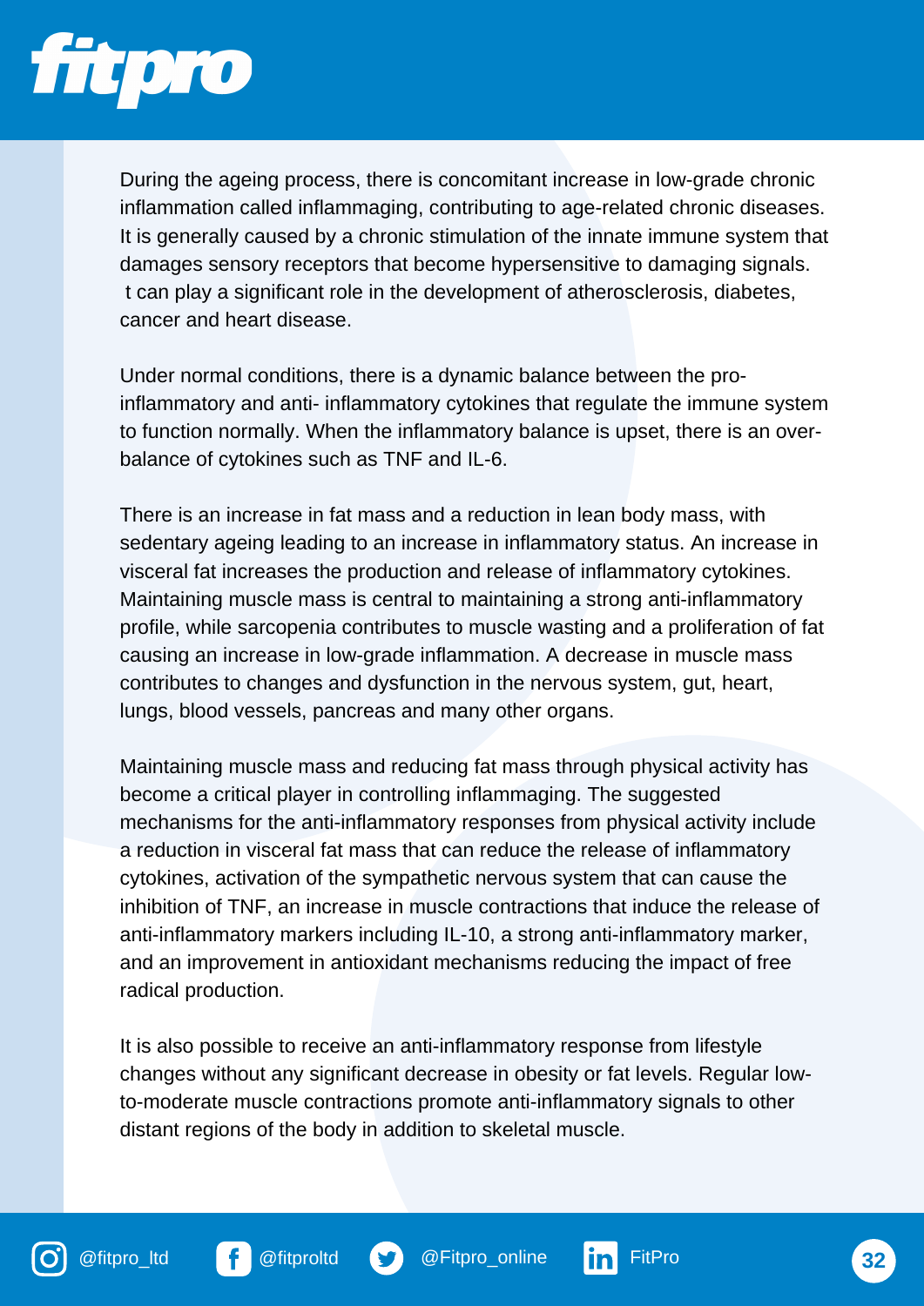During the ageing process, there is concomitant increase in low-grade chronic inflammation called inflammaging, contributing to age-related chronic diseases. It is generally caused by a chronic stimulation of the innate immune system that damages sensory receptors that become hypersensitive to damaging signals. t can play a significant role in the development of atherosclerosis, diabetes, cancer and heart disease.

Under normal conditions, there is a dynamic balance between the pro-inflammatory and anti- inflammatory cytokines that regulate the immune system to function normally. When the inflammatory balance is upset, there is an over-balance of cytokines such as TNF and IL-6.

There is an increase in fat mass and a reduction in lean body mass, with sedentary ageing leading to an increase in inflammatory status. An increase in visceral fat increases the production and release of inflammatory cytokines. Maintaining muscle mass is central to maintaining a strong anti-inflammatory profile, while sarcopenia contributes to muscle wasting and a proliferation of fat causing an increase in low-grade inflammation. A decrease in muscle mass contributes to changes and dysfunction in the nervous system, gut, heart, lungs, blood vessels, pancreas and many other organs.

Maintaining muscle mass and reducing fat mass through physical activity has become a critical player in controlling inflammaging. The suggested mechanisms for the anti-inflammatory responses from physical activity include a reduction in visceral fat mass that can reduce the release of inflammatory cytokines, activation of the sympathetic nervous system that can cause the inhibition of TNF, an increase in muscle contractions that induce the release of anti-inflammatory markers including IL-10, a strong anti-inflammatory marker, and an improvement in antioxidant mechanisms reducing the impact of free radical production.

It is also possible to receive an anti-inflammatory response from lifestyle changes without any significant decrease in obesity or fat levels. Regular low-to-moderate muscle contractions promote anti-inflammatory signals to other distant regions of the body in addition to skeletal muscle.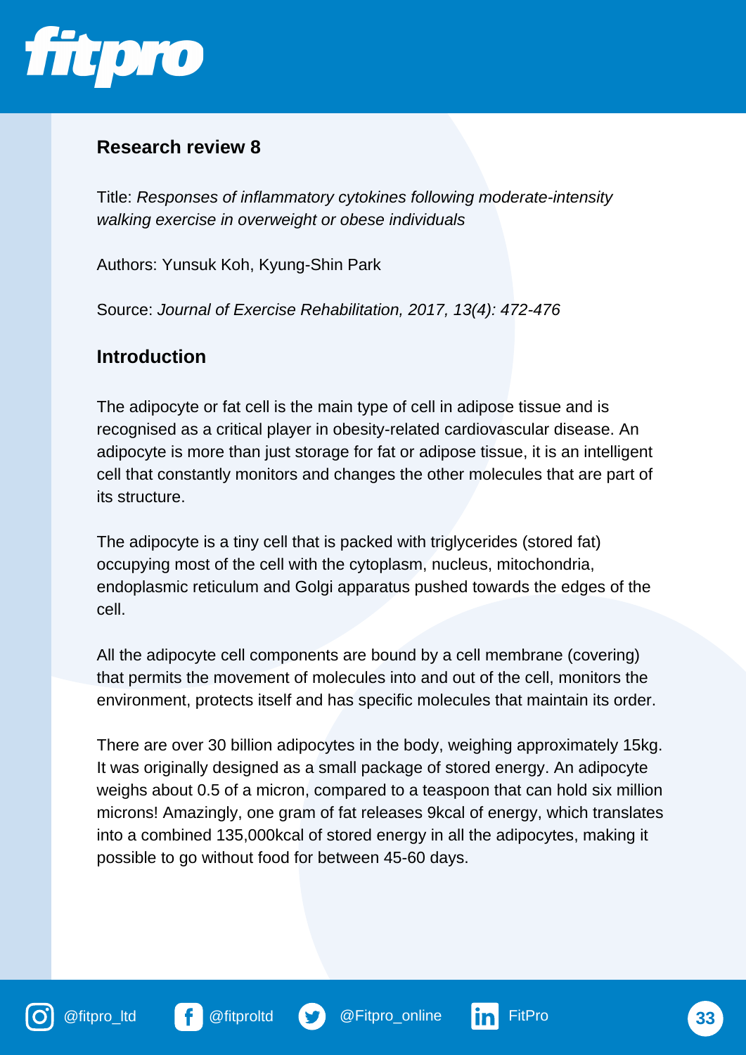## Research review 8

Title: *Responses of inflammatory cytokines following moderate-intensity walking exercise in overweight or obese individuals*

Authors: Yunsuk Koh, Kyung-Shin Park

Source: *Journal of Exercise Rehabilitation, 2017, 13(4): 472-476*

## Introduction

The adipocyte or fat cell is the main type of cell in adipose tissue and is recognised as a critical player in obesity-related cardiovascular disease. An adipocyte is more than just storage for fat or adipose tissue, it is an intelligent cell that constantly monitors and changes the other molecules that are part of its structure.

The adipocyte is a tiny cell that is packed with triglycerides (stored fat) occupying most of the cell with the cytoplasm, nucleus, mitochondria, endoplasmic reticulum and Golgi apparatus pushed towards the edges of the cell.

All the adipocyte cell components are bound by a cell membrane (covering) that permits the movement of molecules into and out of the cell, monitors the environment, protects itself and has specific molecules that maintain its order.

There are over 30 billion adipocytes in the body, weighing approximately 15kg. It was originally designed as a small package of stored energy. An adipocyte weighs about 0.5 of a micron, compared to a teaspoon that can hold six million microns! Amazingly, one gram of fat releases 9kcal of energy, which translates into a combined 135,000kcal of stored energy in all the adipocytes, making it possible to go without food for between 45-60 days.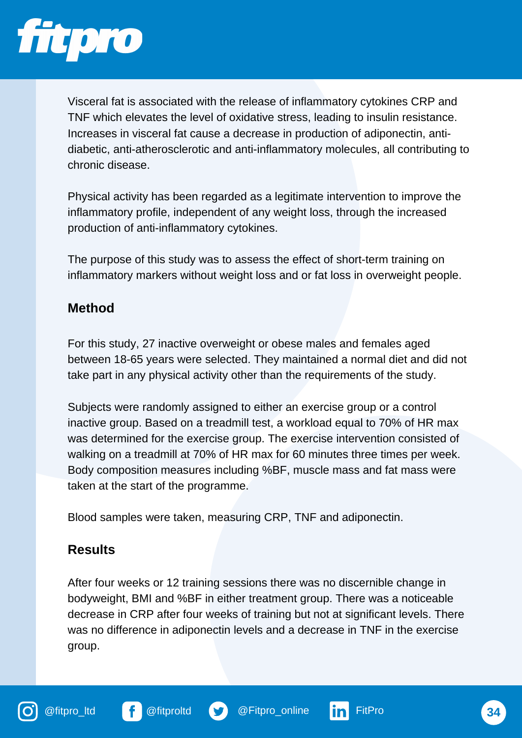Visceral fat is associated with the release of inflammatory cytokines CRP and TNF which elevates the level of oxidative stress, leading to insulin resistance. Increases in visceral fat cause a decrease in production of adiponectin, anti-diabetic, anti-atherosclerotic and anti-inflammatory molecules, all contributing to chronic disease.

Physical activity has been regarded as a legitimate intervention to improve the inflammatory profile, independent of any weight loss, through the increased production of anti-inflammatory cytokines.

The purpose of this study was to assess the effect of short-term training on inflammatory markers without weight loss and or fat loss in overweight people.

### Method

For this study, 27 inactive overweight or obese males and females aged between 18-65 years were selected. They maintained a normal diet and did not take part in any physical activity other than the requirements of the study.

Subjects were randomly assigned to either an exercise group or a control inactive group. Based on a treadmill test, a workload equal to 70% of HR max was determined for the exercise group. The exercise intervention consisted of walking on a treadmill at 70% of HR max for 60 minutes three times per week. Body composition measures including %BF, muscle mass and fat mass were taken at the start of the programme.

Blood samples were taken, measuring CRP, TNF and adiponectin.

### Results

After four weeks or 12 training sessions there was no discernible change in bodyweight, BMI and %BF in either treatment group. There was a noticeable decrease in CRP after four weeks of training but not at significant levels. There was no difference in adiponectin levels and a decrease in TNF in the exercise group.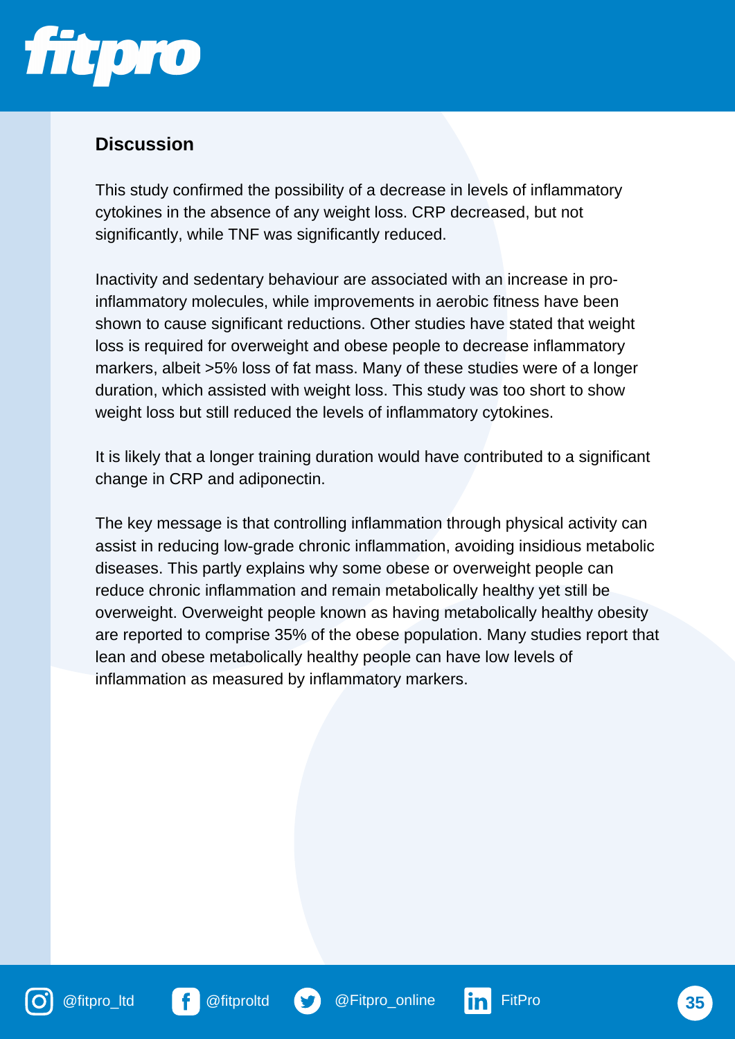## Discussion

This study confirmed the possibility of a decrease in levels of inflammatory cytokines in the absence of any weight loss. CRP decreased, but not significantly, while TNF was significantly reduced.

Inactivity and sedentary behaviour are associated with an increase in pro-inflammatory molecules, while improvements in aerobic fitness have been shown to cause significant reductions. Other studies have stated that weight loss is required for overweight and obese people to decrease inflammatory markers, albeit >5% loss of fat mass. Many of these studies were of a longer duration, which assisted with weight loss. This study was too short to show weight loss but still reduced the levels of inflammatory cytokines.

It is likely that a longer training duration would have contributed to a significant change in CRP and adiponectin.

The key message is that controlling inflammation through physical activity can assist in reducing low-grade chronic inflammation, avoiding insidious metabolic diseases. This partly explains why some obese or overweight people can reduce chronic inflammation and remain metabolically healthy yet still be overweight. Overweight people known as having metabolically healthy obesity are reported to comprise 35% of the obese population. Many studies report that lean and obese metabolically healthy people can have low levels of inflammation as measured by inflammatory markers.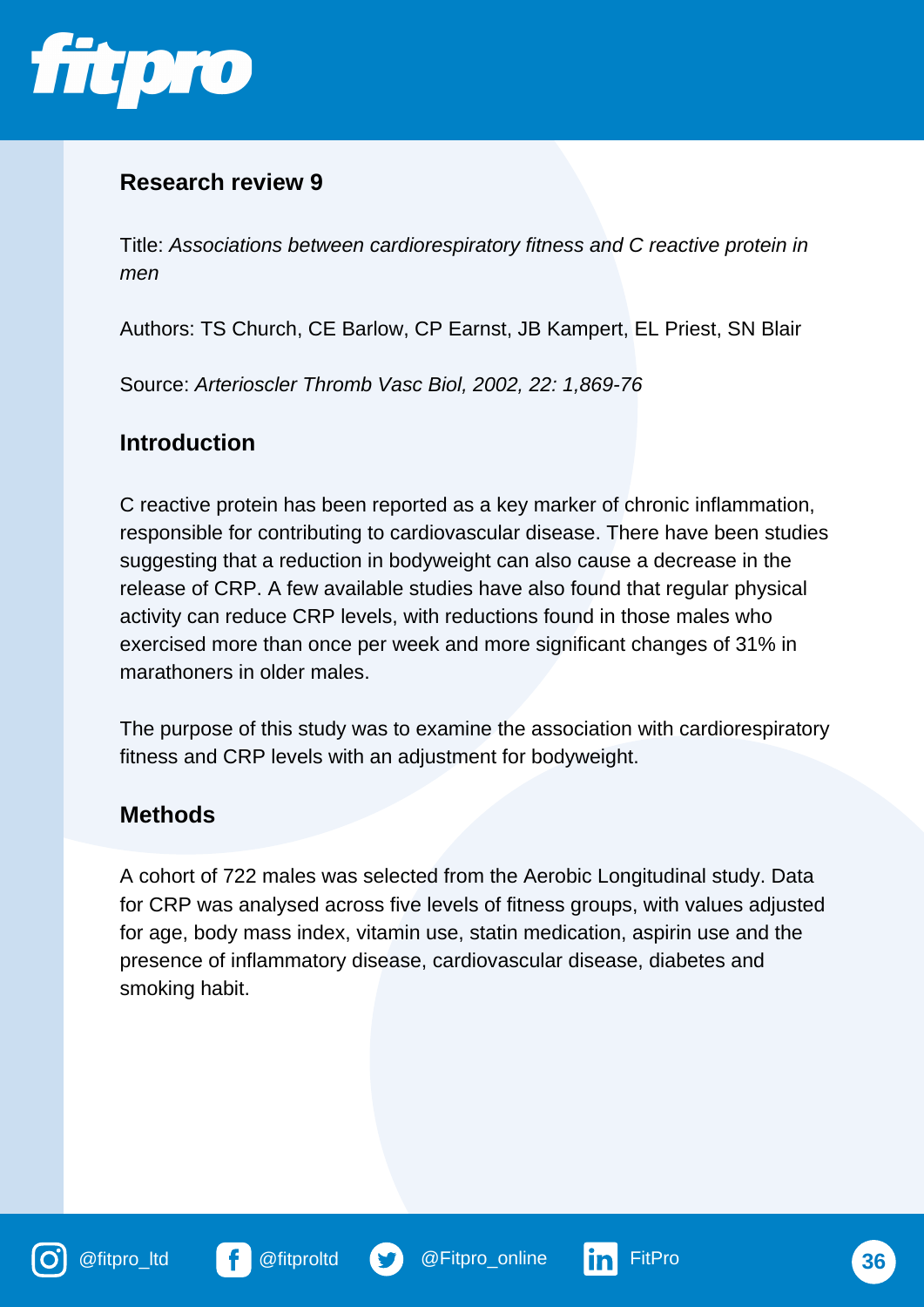## Research review 9

Title: *Associations between cardiorespiratory fitness and C reactive protein in men*

Authors: TS Church, CE Barlow, CP Earnst, JB Kampert, EL Priest, SN Blair

Source: *Arterioscler Thromb Vasc Biol, 2002, 22: 1,869-76*

## Introduction

C reactive protein has been reported as a key marker of chronic inflammation, responsible for contributing to cardiovascular disease. There have been studies suggesting that a reduction in bodyweight can also cause a decrease in the release of CRP. A few available studies have also found that regular physical activity can reduce CRP levels, with reductions found in those males who exercised more than once per week and more significant changes of 31% in marathoners in older males.

The purpose of this study was to examine the association with cardiorespiratory fitness and CRP levels with an adjustment for bodyweight.

## Methods

A cohort of 722 males was selected from the Aerobic Longitudinal study. Data for CRP was analysed across five levels of fitness groups, with values adjusted for age, body mass index, vitamin use, statin medication, aspirin use and the presence of inflammatory disease, cardiovascular disease, diabetes and smoking habit.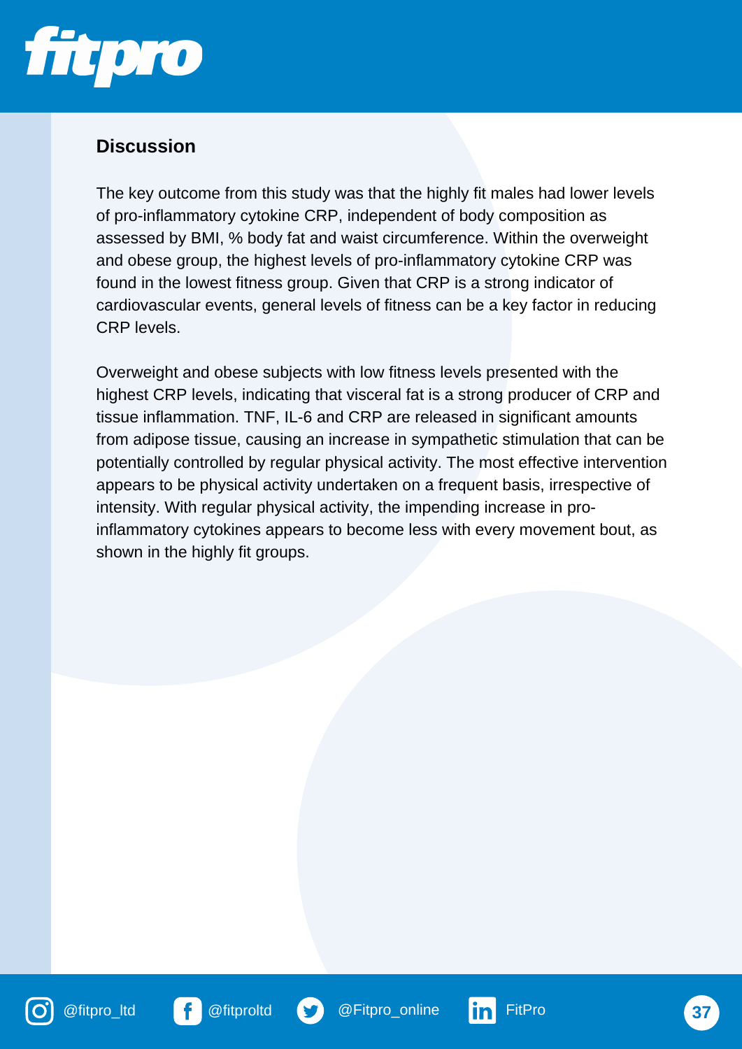## Discussion

The key outcome from this study was that the highly fit males had lower levels of pro-inflammatory cytokine CRP, independent of body composition as assessed by BMI, % body fat and waist circumference. Within the overweight and obese group, the highest levels of pro-inflammatory cytokine CRP was found in the lowest fitness group. Given that CRP is a strong indicator of cardiovascular events, general levels of fitness can be a key factor in reducing CRP levels.

Overweight and obese subjects with low fitness levels presented with the highest CRP levels, indicating that visceral fat is a strong producer of CRP and tissue inflammation. TNF, IL-6 and CRP are released in significant amounts from adipose tissue, causing an increase in sympathetic stimulation that can be potentially controlled by regular physical activity. The most effective intervention appears to be physical activity undertaken on a frequent basis, irrespective of intensity. With regular physical activity, the impending increase in pro-inflammatory cytokines appears to become less with every movement bout, as shown in the highly fit groups.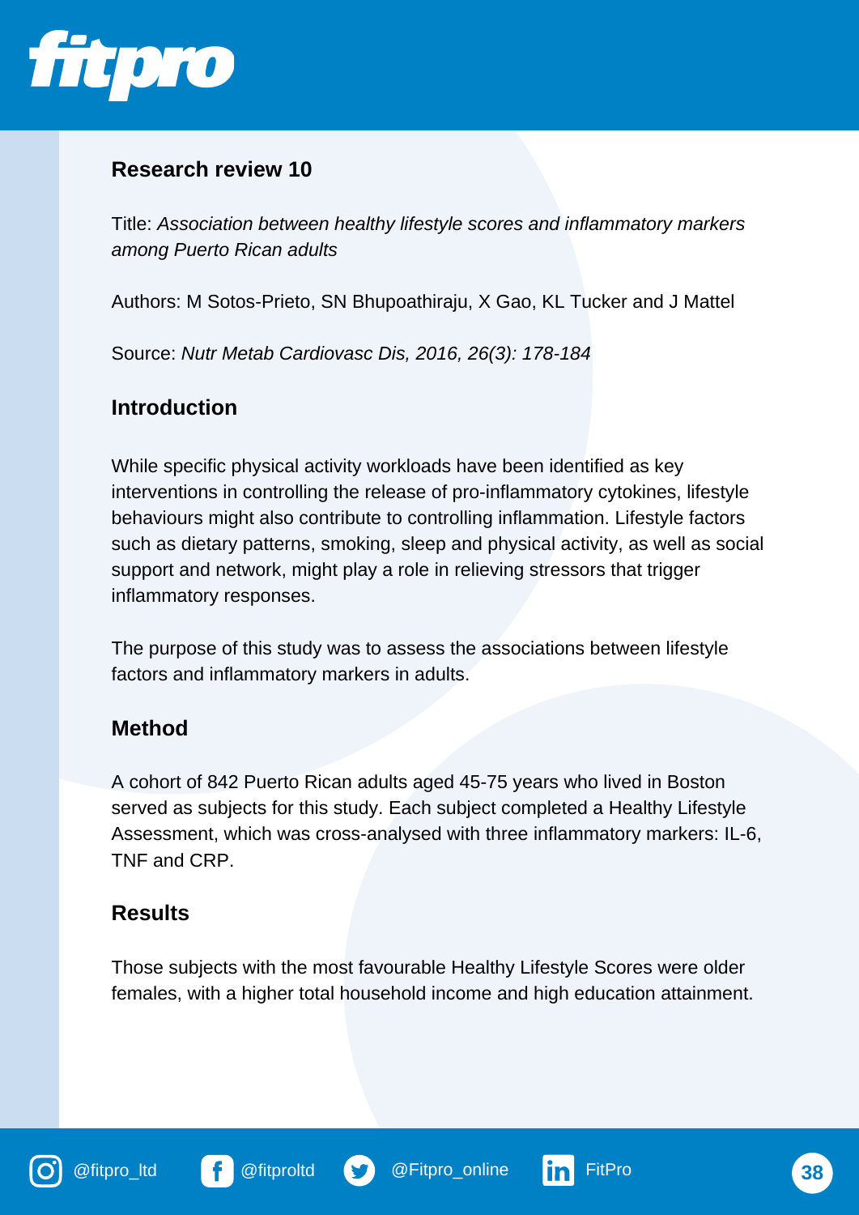## Research review 10

Title: *Association between healthy lifestyle scores and inflammatory markers among Puerto Rican adults*

Authors: M Sotos-Prieto, SN Bhupoathiraju, X Gao, KL Tucker and J Mattel

Source: *Nutr Metab Cardiovasc Dis, 2016, 26(3): 178-184*

## Introduction

While specific physical activity workloads have been identified as key interventions in controlling the release of pro-inflammatory cytokines, lifestyle behaviours might also contribute to controlling inflammation. Lifestyle factors such as dietary patterns, smoking, sleep and physical activity, as well as social support and network, might play a role in relieving stressors that trigger inflammatory responses.

The purpose of this study was to assess the associations between lifestyle factors and inflammatory markers in adults.

## Method

A cohort of 842 Puerto Rican adults aged 45-75 years who lived in Boston served as subjects for this study. Each subject completed a Healthy Lifestyle Assessment, which was cross-analysed with three inflammatory markers: IL-6, TNF and CRP.

## Results

Those subjects with the most favourable Healthy Lifestyle Scores were older females, with a higher total household income and high education attainment.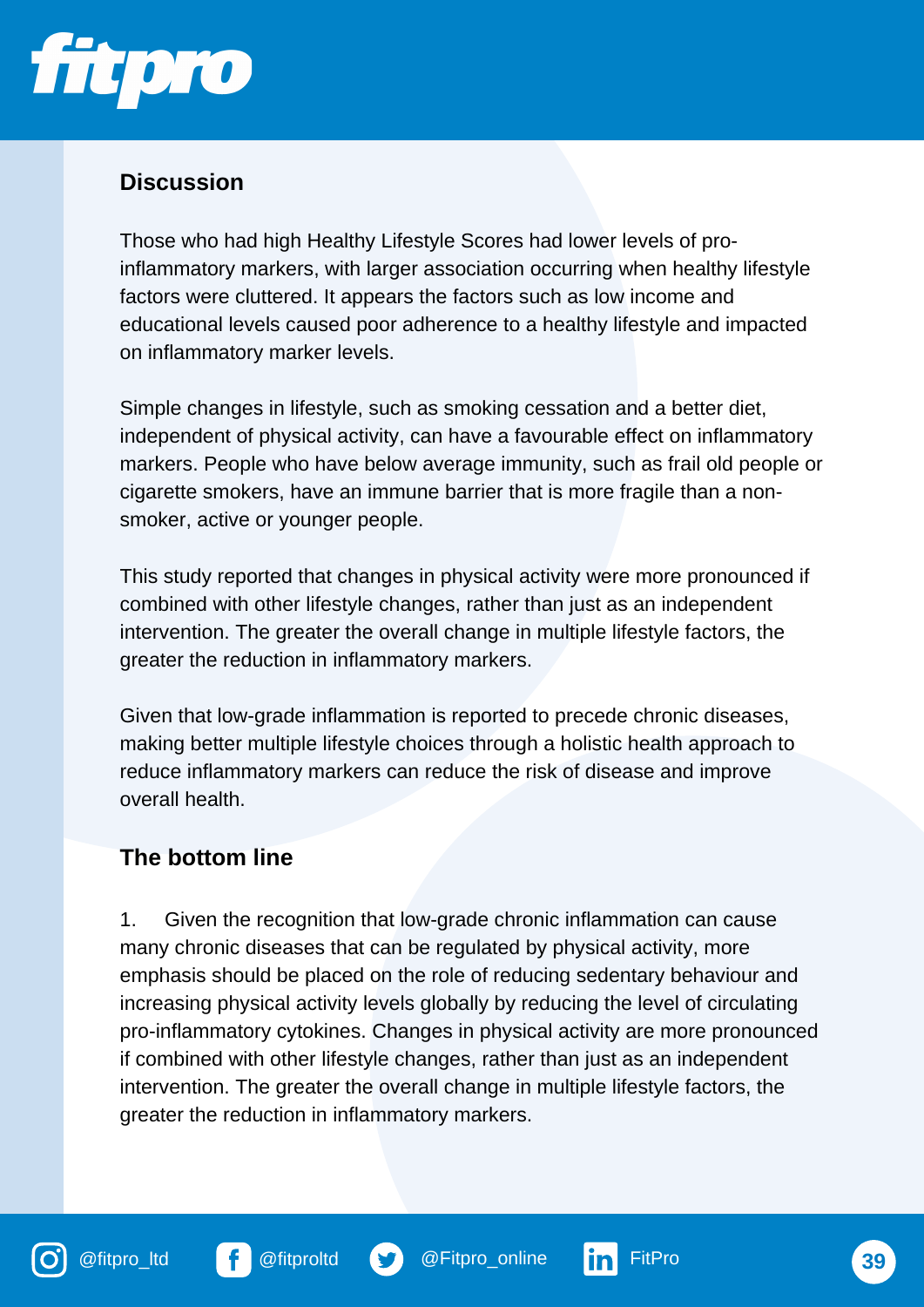## Discussion

Those who had high Healthy Lifestyle Scores had lower levels of pro-inflammatory markers, with larger association occurring when healthy lifestyle factors were cluttered. It appears the factors such as low income and educational levels caused poor adherence to a healthy lifestyle and impacted on inflammatory marker levels.

Simple changes in lifestyle, such as smoking cessation and a better diet, independent of physical activity, can have a favourable effect on inflammatory markers. People who have below average immunity, such as frail old people or cigarette smokers, have an immune barrier that is more fragile than a non-smoker, active or younger people.

This study reported that changes in physical activity were more pronounced if combined with other lifestyle changes, rather than just as an independent intervention. The greater the overall change in multiple lifestyle factors, the greater the reduction in inflammatory markers.

Given that low-grade inflammation is reported to precede chronic diseases, making better multiple lifestyle choices through a holistic health approach to reduce inflammatory markers can reduce the risk of disease and improve overall health.

## The bottom line

1. Given the recognition that low-grade chronic inflammation can cause many chronic diseases that can be regulated by physical activity, more emphasis should be placed on the role of reducing sedentary behaviour and increasing physical activity levels globally by reducing the level of circulating pro-inflammatory cytokines. Changes in physical activity are more pronounced if combined with other lifestyle changes, rather than just as an independent intervention. The greater the overall change in multiple lifestyle factors, the greater the reduction in inflammatory markers.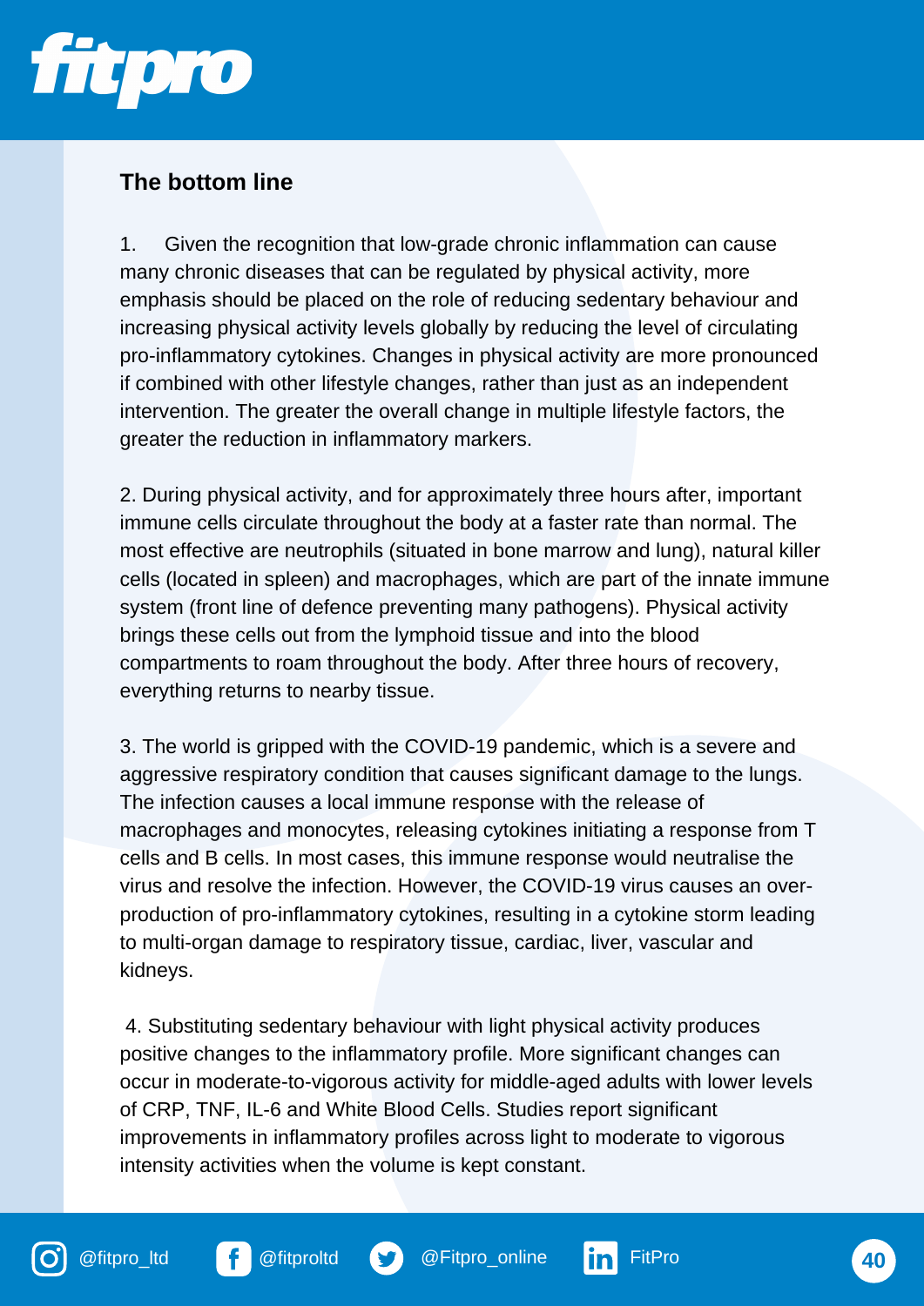## The bottom line

1. Given the recognition that low-grade chronic inflammation can cause many chronic diseases that can be regulated by physical activity, more emphasis should be placed on the role of reducing sedentary behaviour and increasing physical activity levels globally by reducing the level of circulating pro-inflammatory cytokines. Changes in physical activity are more pronounced if combined with other lifestyle changes, rather than just as an independent intervention. The greater the overall change in multiple lifestyle factors, the greater the reduction in inflammatory markers.

2. During physical activity, and for approximately three hours after, important immune cells circulate throughout the body at a faster rate than normal. The most effective are neutrophils (situated in bone marrow and lung), natural killer cells (located in spleen) and macrophages, which are part of the innate immune system (front line of defence preventing many pathogens). Physical activity brings these cells out from the lymphoid tissue and into the blood compartments to roam throughout the body. After three hours of recovery, everything returns to nearby tissue.

3. The world is gripped with the COVID-19 pandemic, which is a severe and aggressive respiratory condition that causes significant damage to the lungs. The infection causes a local immune response with the release of macrophages and monocytes, releasing cytokines initiating a response from T cells and B cells. In most cases, this immune response would neutralise the virus and resolve the infection. However, the COVID-19 virus causes an over-production of pro-inflammatory cytokines, resulting in a cytokine storm leading to multi-organ damage to respiratory tissue, cardiac, liver, vascular and kidneys.

4. Substituting sedentary behaviour with light physical activity produces positive changes to the inflammatory profile. More significant changes can occur in moderate-to-vigorous activity for middle-aged adults with lower levels of CRP, TNF, IL-6 and White Blood Cells. Studies report significant improvements in inflammatory profiles across light to moderate to vigorous intensity activities when the volume is kept constant.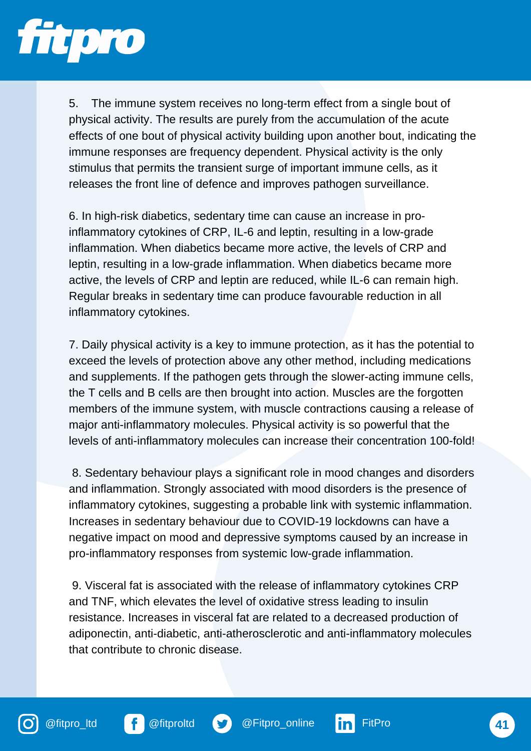5. The immune system receives no long-term effect from a single bout of physical activity. The results are purely from the accumulation of the acute effects of one bout of physical activity building upon another bout, indicating the immune responses are frequency dependent. Physical activity is the only stimulus that permits the transient surge of important immune cells, as it releases the front line of defence and improves pathogen surveillance.

6. In high-risk diabetics, sedentary time can cause an increase in pro-inflammatory cytokines of CRP, IL-6 and leptin, resulting in a low-grade inflammation. When diabetics became more active, the levels of CRP and leptin, resulting in a low-grade inflammation. When diabetics became more active, the levels of CRP and leptin are reduced, while IL-6 can remain high. Regular breaks in sedentary time can produce favourable reduction in all inflammatory cytokines.

7. Daily physical activity is a key to immune protection, as it has the potential to exceed the levels of protection above any other method, including medications and supplements. If the pathogen gets through the slower-acting immune cells, the T cells and B cells are then brought into action. Muscles are the forgotten members of the immune system, with muscle contractions causing a release of major anti-inflammatory molecules. Physical activity is so powerful that the levels of anti-inflammatory molecules can increase their concentration 100-fold!

8. Sedentary behaviour plays a significant role in mood changes and disorders and inflammation. Strongly associated with mood disorders is the presence of inflammatory cytokines, suggesting a probable link with systemic inflammation. Increases in sedentary behaviour due to COVID-19 lockdowns can have a negative impact on mood and depressive symptoms caused by an increase in pro-inflammatory responses from systemic low-grade inflammation.

9. Visceral fat is associated with the release of inflammatory cytokines CRP and TNF, which elevates the level of oxidative stress leading to insulin resistance. Increases in visceral fat are related to a decreased production of adiponectin, anti-diabetic, anti-atherosclerotic and anti-inflammatory molecules that contribute to chronic disease.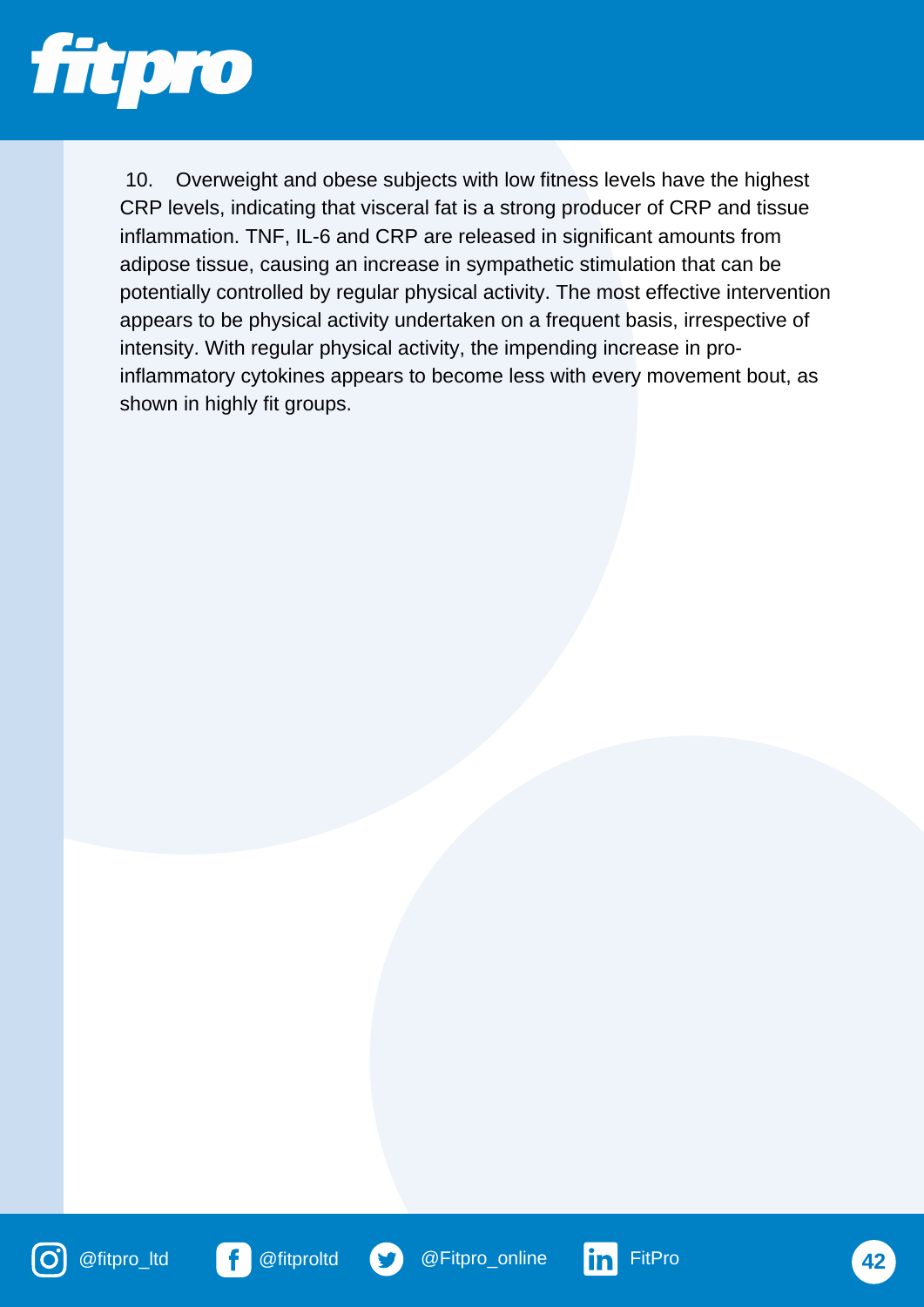10. Overweight and obese subjects with low fitness levels have the highest CRP levels, indicating that visceral fat is a strong producer of CRP and tissue inflammation. TNF, IL-6 and CRP are released in significant amounts from adipose tissue, causing an increase in sympathetic stimulation that can be potentially controlled by regular physical activity. The most effective intervention appears to be physical activity undertaken on a frequent basis, irrespective of intensity. With regular physical activity, the impending increase in pro-inflammatory cytokines appears to become less with every movement bout, as shown in highly fit groups.